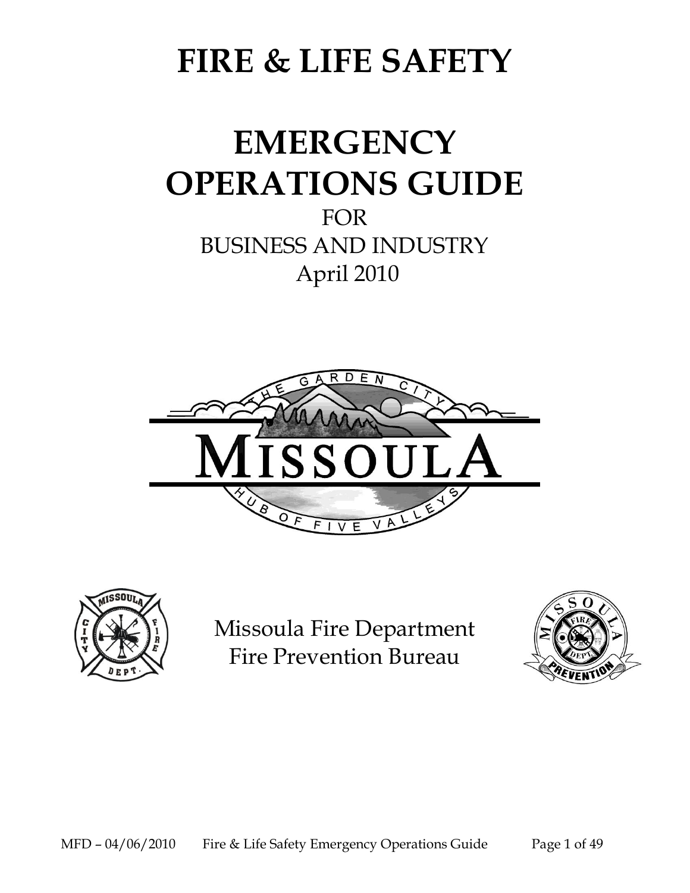# FIRE & LIFE SAFETY

# EMERGENCY OPERATIONS GUIDE

FOR

BUSINESS AND INDUSTRY

April 2010

Missoula Fire Department

Fire Prevention Bureau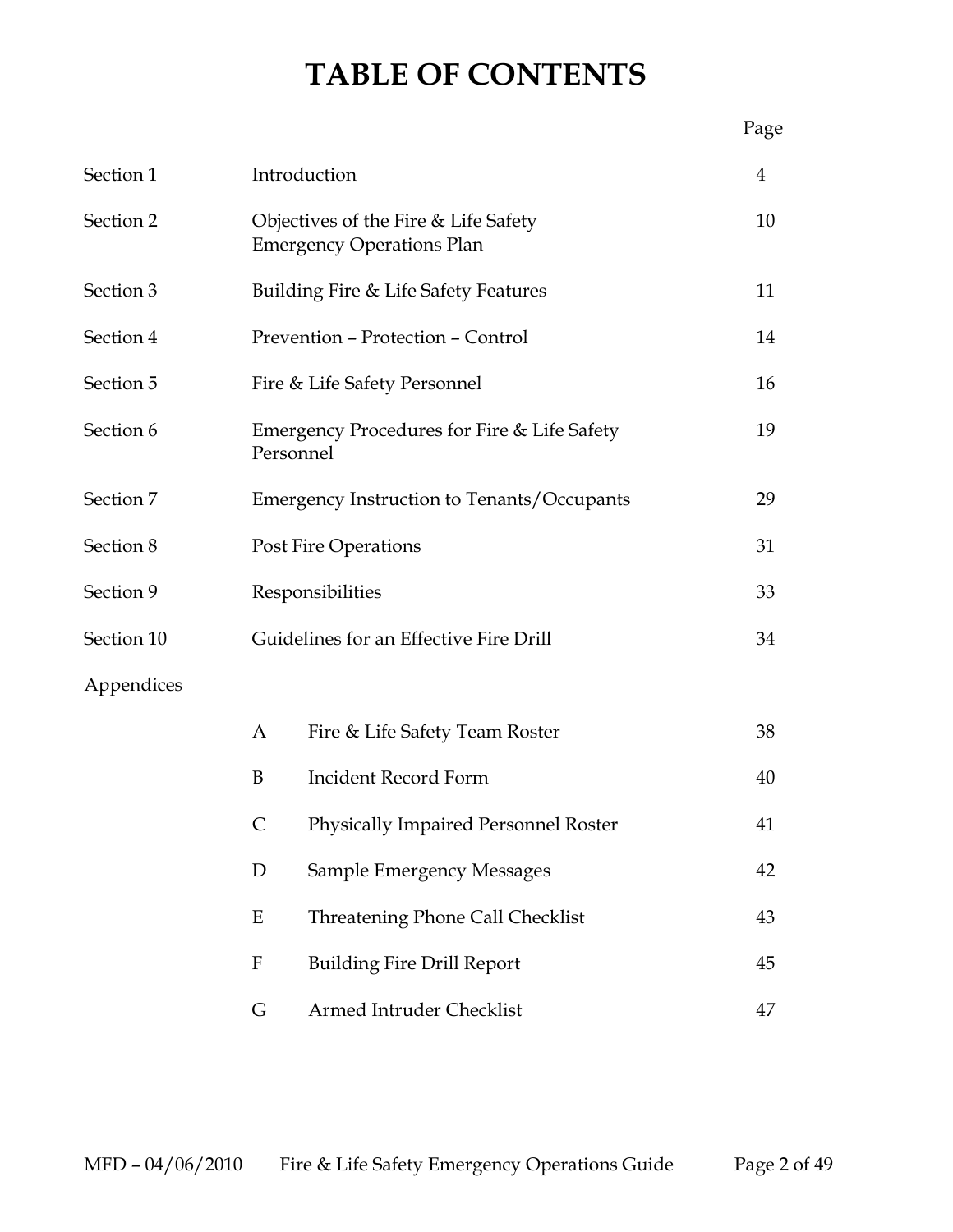# TABLE OF CONTENTS

| | | | Page |
|---|---|---|---|
| Section 1 | Introduction | | 4 |
| Section 2 | Objectives of the Fire & Life Safety Emergency Operations Plan | | 10 |
| Section 3 | Building Fire & Life Safety Features | | 11 |
| Section 4 | Prevention – Protection – Control | | 14 |
| Section 5 | Fire & Life Safety Personnel | | 16 |
| Section 6 | Emergency Procedures for Fire & Life Safety Personnel | | 19 |
| Section 7 | Emergency Instruction to Tenants/Occupants | | 29 |
| Section 8 | Post Fire Operations | | 31 |
| Section 9 | Responsibilities | | 33 |
| Section 10 | Guidelines for an Effective Fire Drill | | 34 |
| Appendices | | | |
| | A | Fire & Life Safety Team Roster | 38 |
| | B | Incident Record Form | 40 |
| | C | Physically Impaired Personnel Roster | 41 |
| | D | Sample Emergency Messages | 42 |
| | E | Threatening Phone Call Checklist | 43 |
| | F | Building Fire Drill Report | 45 |
| | G | Armed Intruder Checklist | 47 |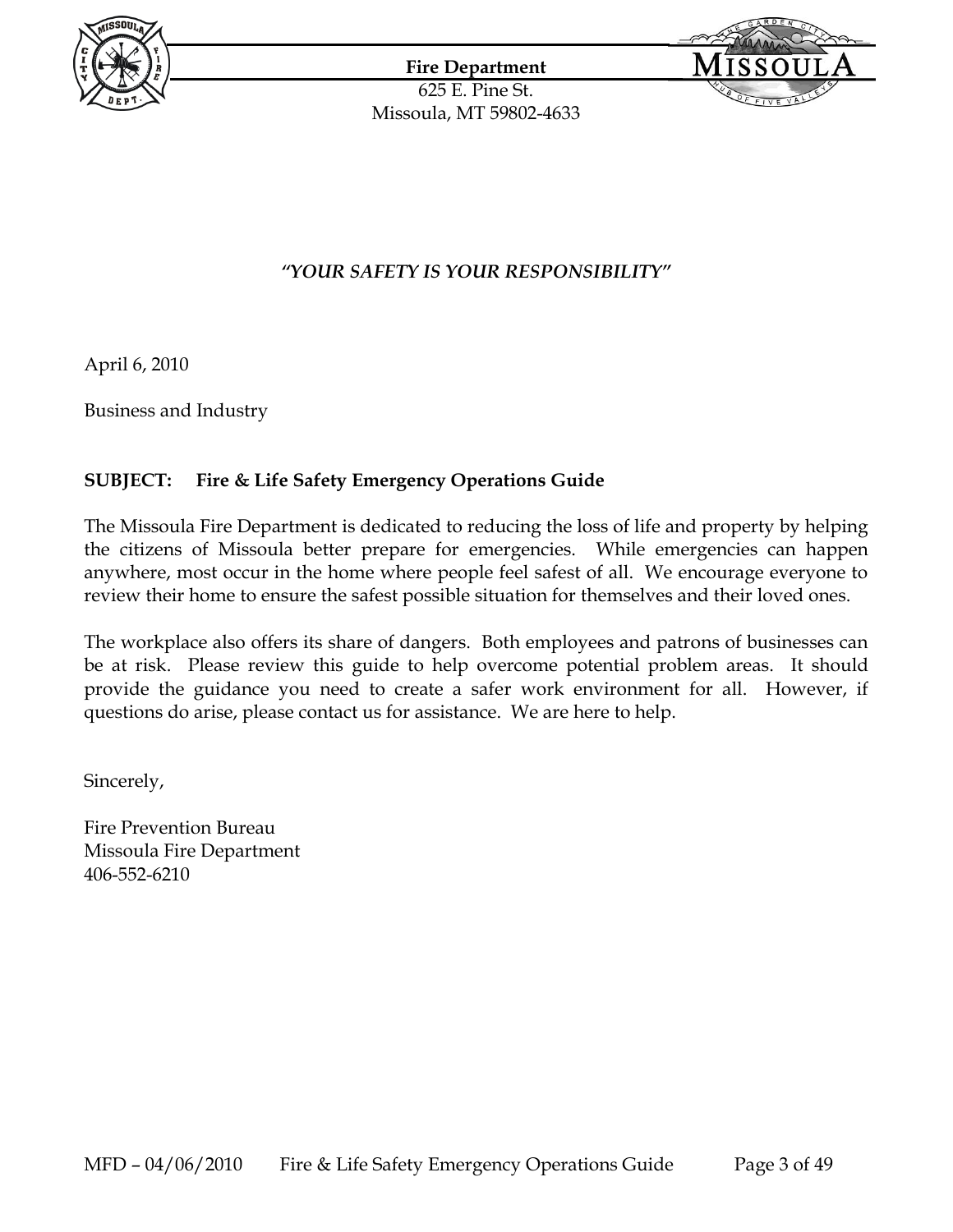**Fire Department**
625 E. Pine St.
Missoula, MT 59802-4633

*"YOUR SAFETY IS YOUR RESPONSIBILITY"*

April 6, 2010

Business and Industry

**SUBJECT: Fire & Life Safety Emergency Operations Guide**

The Missoula Fire Department is dedicated to reducing the loss of life and property by helping the citizens of Missoula better prepare for emergencies. While emergencies can happen anywhere, most occur in the home where people feel safest of all. We encourage everyone to review their home to ensure the safest possible situation for themselves and their loved ones.

The workplace also offers its share of dangers. Both employees and patrons of businesses can be at risk. Please review this guide to help overcome potential problem areas. It should provide the guidance you need to create a safer work environment for all. However, if questions do arise, please contact us for assistance. We are here to help.

Sincerely,

Fire Prevention Bureau
Missoula Fire Department
406-552-6210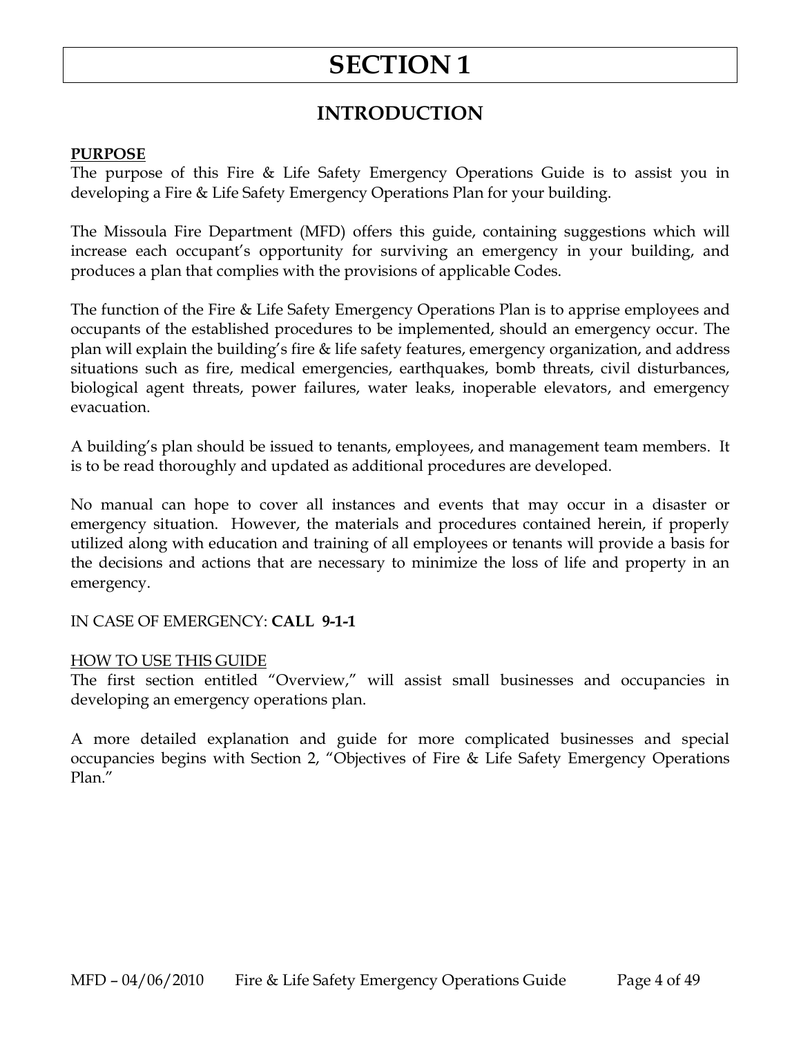# SECTION 1

## INTRODUCTION

**PURPOSE**

The purpose of this Fire & Life Safety Emergency Operations Guide is to assist you in developing a Fire & Life Safety Emergency Operations Plan for your building.

The Missoula Fire Department (MFD) offers this guide, containing suggestions which will increase each occupant's opportunity for surviving an emergency in your building, and produces a plan that complies with the provisions of applicable Codes.

The function of the Fire & Life Safety Emergency Operations Plan is to apprise employees and occupants of the established procedures to be implemented, should an emergency occur. The plan will explain the building's fire & life safety features, emergency organization, and address situations such as fire, medical emergencies, earthquakes, bomb threats, civil disturbances, biological agent threats, power failures, water leaks, inoperable elevators, and emergency evacuation.

A building's plan should be issued to tenants, employees, and management team members. It is to be read thoroughly and updated as additional procedures are developed.

No manual can hope to cover all instances and events that may occur in a disaster or emergency situation. However, the materials and procedures contained herein, if properly utilized along with education and training of all employees or tenants will provide a basis for the decisions and actions that are necessary to minimize the loss of life and property in an emergency.

IN CASE OF EMERGENCY: **CALL 9-1-1**

HOW TO USE THIS GUIDE

The first section entitled "Overview," will assist small businesses and occupancies in developing an emergency operations plan.

A more detailed explanation and guide for more complicated businesses and special occupancies begins with Section 2, "Objectives of Fire & Life Safety Emergency Operations Plan."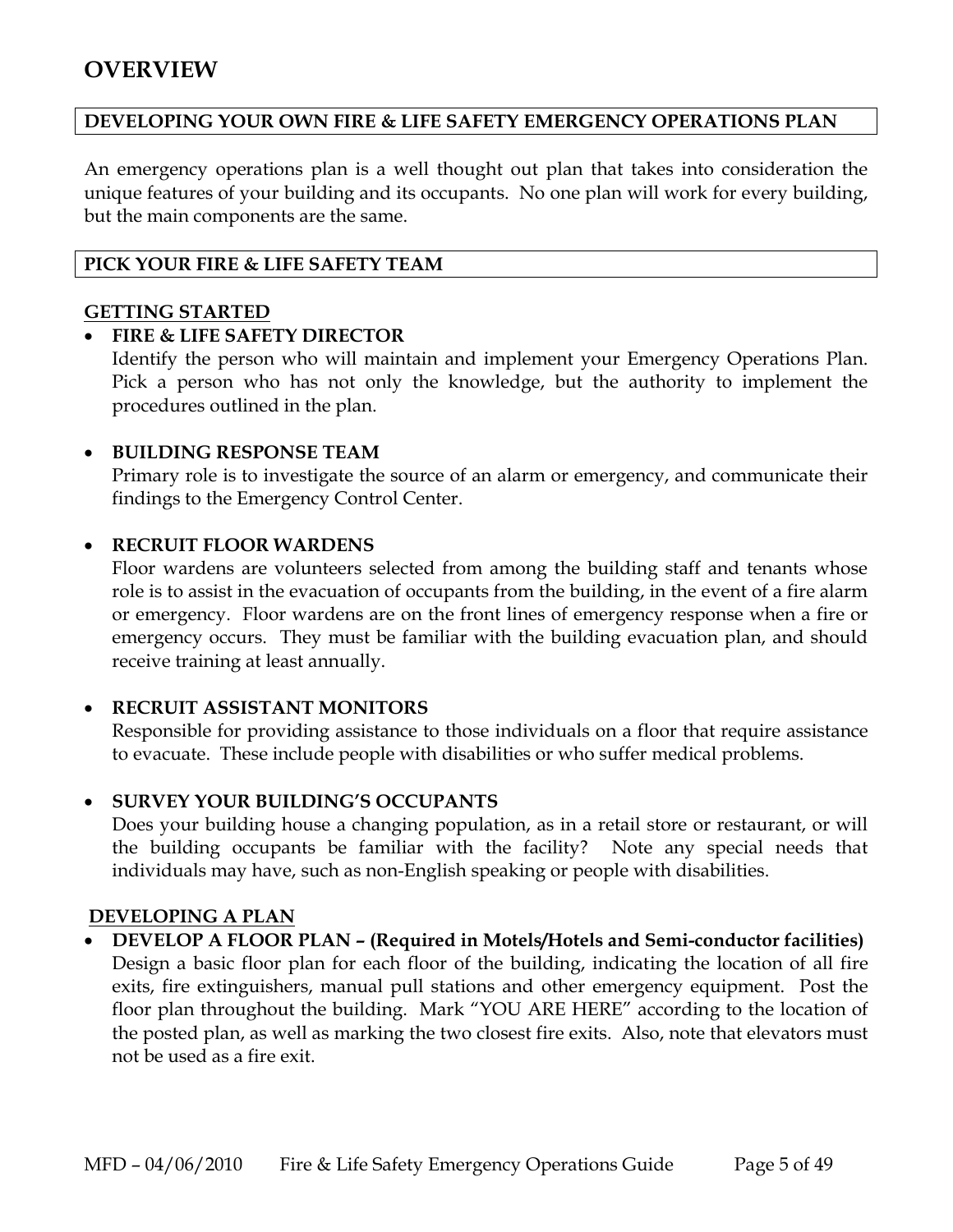# OVERVIEW

## DEVELOPING YOUR OWN FIRE & LIFE SAFETY EMERGENCY OPERATIONS PLAN

An emergency operations plan is a well thought out plan that takes into consideration the unique features of your building and its occupants. No one plan will work for every building, but the main components are the same.

## PICK YOUR FIRE & LIFE SAFETY TEAM

### GETTING STARTED

- **FIRE & LIFE SAFETY DIRECTOR**
  Identify the person who will maintain and implement your Emergency Operations Plan. Pick a person who has not only the knowledge, but the authority to implement the procedures outlined in the plan.

- **BUILDING RESPONSE TEAM**
  Primary role is to investigate the source of an alarm or emergency, and communicate their findings to the Emergency Control Center.

- **RECRUIT FLOOR WARDENS**
  Floor wardens are volunteers selected from among the building staff and tenants whose role is to assist in the evacuation of occupants from the building, in the event of a fire alarm or emergency. Floor wardens are on the front lines of emergency response when a fire or emergency occurs. They must be familiar with the building evacuation plan, and should receive training at least annually.

- **RECRUIT ASSISTANT MONITORS**
  Responsible for providing assistance to those individuals on a floor that require assistance to evacuate. These include people with disabilities or who suffer medical problems.

- **SURVEY YOUR BUILDING'S OCCUPANTS**
  Does your building house a changing population, as in a retail store or restaurant, or will the building occupants be familiar with the facility? Note any special needs that individuals may have, such as non-English speaking or people with disabilities.

### DEVELOPING A PLAN

- **DEVELOP A FLOOR PLAN – (Required in Motels/Hotels and Semi-conductor facilities)**
  Design a basic floor plan for each floor of the building, indicating the location of all fire exits, fire extinguishers, manual pull stations and other emergency equipment. Post the floor plan throughout the building. Mark "YOU ARE HERE" according to the location of the posted plan, as well as marking the two closest fire exits. Also, note that elevators must not be used as a fire exit.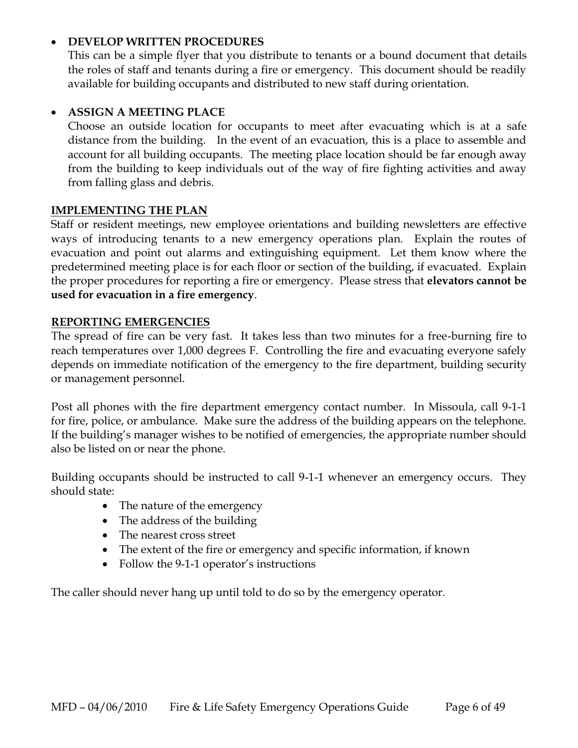- **DEVELOP WRITTEN PROCEDURES**
  This can be a simple flyer that you distribute to tenants or a bound document that details the roles of staff and tenants during a fire or emergency. This document should be readily available for building occupants and distributed to new staff during orientation.

- **ASSIGN A MEETING PLACE**
  Choose an outside location for occupants to meet after evacuating which is at a safe distance from the building. In the event of an evacuation, this is a place to assemble and account for all building occupants. The meeting place location should be far enough away from the building to keep individuals out of the way of fire fighting activities and away from falling glass and debris.

## IMPLEMENTING THE PLAN

Staff or resident meetings, new employee orientations and building newsletters are effective ways of introducing tenants to a new emergency operations plan. Explain the routes of evacuation and point out alarms and extinguishing equipment. Let them know where the predetermined meeting place is for each floor or section of the building, if evacuated. Explain the proper procedures for reporting a fire or emergency. Please stress that **elevators cannot be used for evacuation in a fire emergency**.

## REPORTING EMERGENCIES

The spread of fire can be very fast. It takes less than two minutes for a free-burning fire to reach temperatures over 1,000 degrees F. Controlling the fire and evacuating everyone safely depends on immediate notification of the emergency to the fire department, building security or management personnel.

Post all phones with the fire department emergency contact number. In Missoula, call 9-1-1 for fire, police, or ambulance. Make sure the address of the building appears on the telephone. If the building's manager wishes to be notified of emergencies, the appropriate number should also be listed on or near the phone.

Building occupants should be instructed to call 9-1-1 whenever an emergency occurs. They should state:

- The nature of the emergency
- The address of the building
- The nearest cross street
- The extent of the fire or emergency and specific information, if known
- Follow the 9-1-1 operator's instructions

The caller should never hang up until told to do so by the emergency operator.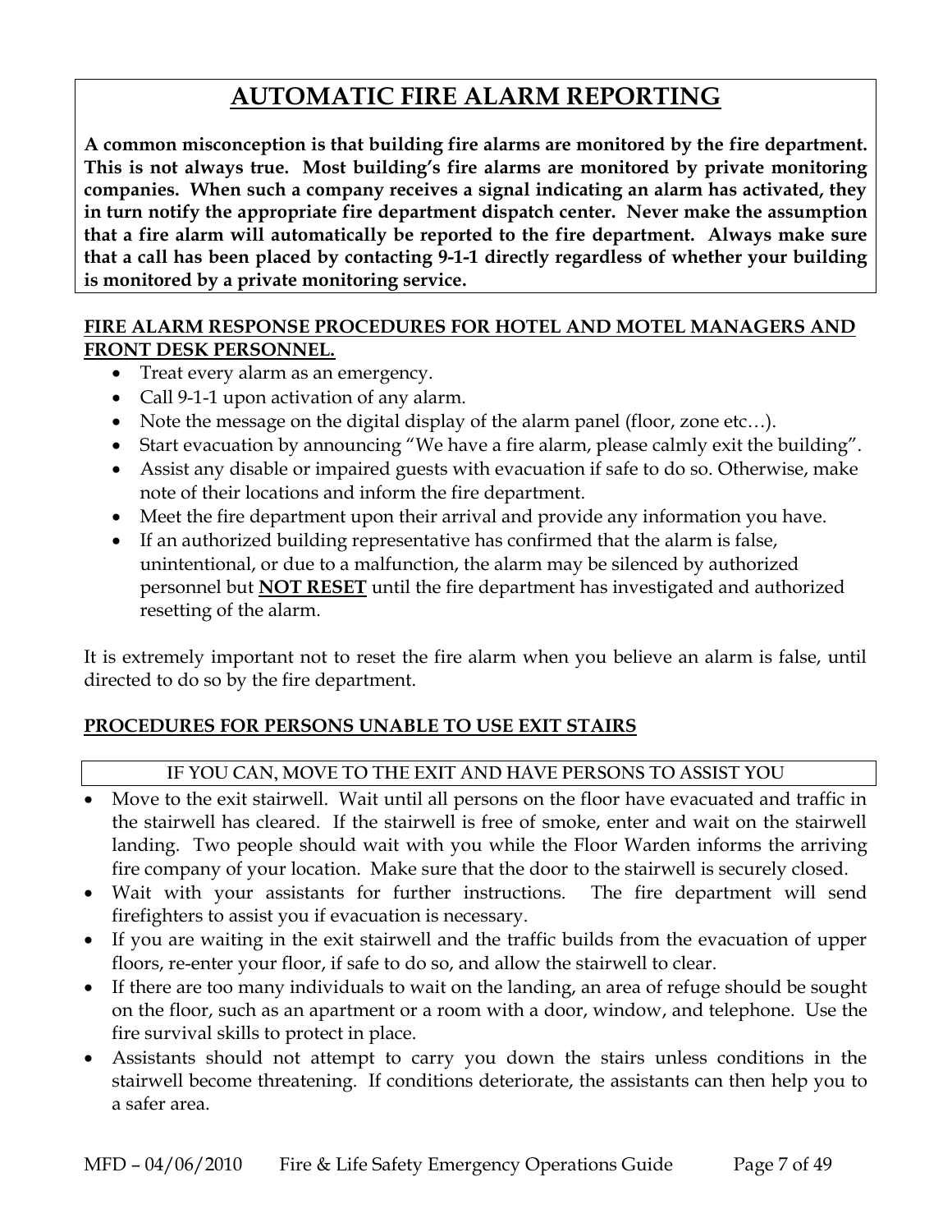## AUTOMATIC FIRE ALARM REPORTING

**A common misconception is that building fire alarms are monitored by the fire department. This is not always true. Most building's fire alarms are monitored by private monitoring companies. When such a company receives a signal indicating an alarm has activated, they in turn notify the appropriate fire department dispatch center. Never make the assumption that a fire alarm will automatically be reported to the fire department. Always make sure that a call has been placed by contacting 9-1-1 directly regardless of whether your building is monitored by a private monitoring service.**

### FIRE ALARM RESPONSE PROCEDURES FOR HOTEL AND MOTEL MANAGERS AND FRONT DESK PERSONNEL.

- Treat every alarm as an emergency.
- Call 9-1-1 upon activation of any alarm.
- Note the message on the digital display of the alarm panel (floor, zone etc…).
- Start evacuation by announcing "We have a fire alarm, please calmly exit the building".
- Assist any disable or impaired guests with evacuation if safe to do so. Otherwise, make note of their locations and inform the fire department.
- Meet the fire department upon their arrival and provide any information you have.
- If an authorized building representative has confirmed that the alarm is false, unintentional, or due to a malfunction, the alarm may be silenced by authorized personnel but **NOT RESET** until the fire department has investigated and authorized resetting of the alarm.

It is extremely important not to reset the fire alarm when you believe an alarm is false, until directed to do so by the fire department.

### PROCEDURES FOR PERSONS UNABLE TO USE EXIT STAIRS

IF YOU CAN, MOVE TO THE EXIT AND HAVE PERSONS TO ASSIST YOU

- Move to the exit stairwell. Wait until all persons on the floor have evacuated and traffic in the stairwell has cleared. If the stairwell is free of smoke, enter and wait on the stairwell landing. Two people should wait with you while the Floor Warden informs the arriving fire company of your location. Make sure that the door to the stairwell is securely closed.
- Wait with your assistants for further instructions. The fire department will send firefighters to assist you if evacuation is necessary.
- If you are waiting in the exit stairwell and the traffic builds from the evacuation of upper floors, re-enter your floor, if safe to do so, and allow the stairwell to clear.
- If there are too many individuals to wait on the landing, an area of refuge should be sought on the floor, such as an apartment or a room with a door, window, and telephone. Use the fire survival skills to protect in place.
- Assistants should not attempt to carry you down the stairs unless conditions in the stairwell become threatening. If conditions deteriorate, the assistants can then help you to a safer area.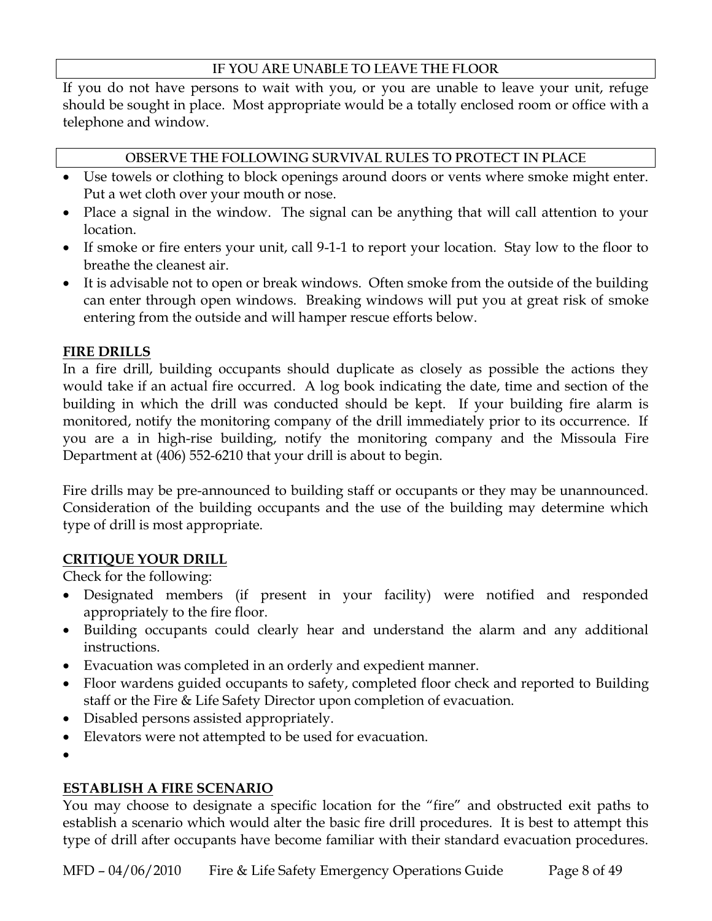### IF YOU ARE UNABLE TO LEAVE THE FLOOR

If you do not have persons to wait with you, or you are unable to leave your unit, refuge should be sought in place. Most appropriate would be a totally enclosed room or office with a telephone and window.

### OBSERVE THE FOLLOWING SURVIVAL RULES TO PROTECT IN PLACE

- Use towels or clothing to block openings around doors or vents where smoke might enter. Put a wet cloth over your mouth or nose.
- Place a signal in the window. The signal can be anything that will call attention to your location.
- If smoke or fire enters your unit, call 9-1-1 to report your location. Stay low to the floor to breathe the cleanest air.
- It is advisable not to open or break windows. Often smoke from the outside of the building can enter through open windows. Breaking windows will put you at great risk of smoke entering from the outside and will hamper rescue efforts below.

## FIRE DRILLS

In a fire drill, building occupants should duplicate as closely as possible the actions they would take if an actual fire occurred. A log book indicating the date, time and section of the building in which the drill was conducted should be kept. If your building fire alarm is monitored, notify the monitoring company of the drill immediately prior to its occurrence. If you are a in high-rise building, notify the monitoring company and the Missoula Fire Department at (406) 552-6210 that your drill is about to begin.

Fire drills may be pre-announced to building staff or occupants or they may be unannounced. Consideration of the building occupants and the use of the building may determine which type of drill is most appropriate.

## CRITIQUE YOUR DRILL

Check for the following:

- Designated members (if present in your facility) were notified and responded appropriately to the fire floor.
- Building occupants could clearly hear and understand the alarm and any additional instructions.
- Evacuation was completed in an orderly and expedient manner.
- Floor wardens guided occupants to safety, completed floor check and reported to Building staff or the Fire & Life Safety Director upon completion of evacuation.
- Disabled persons assisted appropriately.
- Elevators were not attempted to be used for evacuation.
- 

## ESTABLISH A FIRE SCENARIO

You may choose to designate a specific location for the "fire" and obstructed exit paths to establish a scenario which would alter the basic fire drill procedures. It is best to attempt this type of drill after occupants have become familiar with their standard evacuation procedures.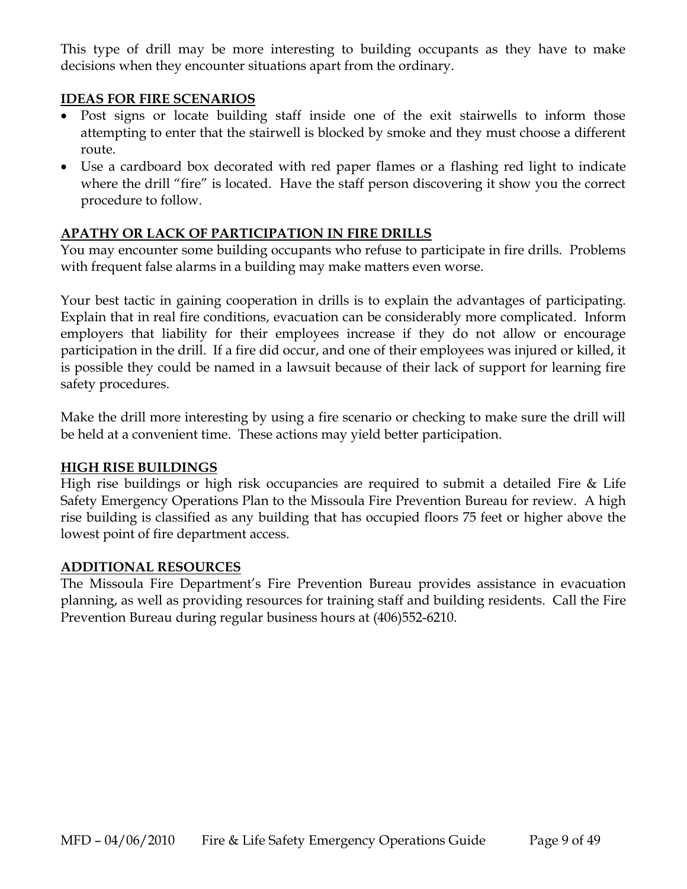This type of drill may be more interesting to building occupants as they have to make decisions when they encounter situations apart from the ordinary.

## IDEAS FOR FIRE SCENARIOS

- Post signs or locate building staff inside one of the exit stairwells to inform those attempting to enter that the stairwell is blocked by smoke and they must choose a different route.
- Use a cardboard box decorated with red paper flames or a flashing red light to indicate where the drill "fire" is located. Have the staff person discovering it show you the correct procedure to follow.

## APATHY OR LACK OF PARTICIPATION IN FIRE DRILLS

You may encounter some building occupants who refuse to participate in fire drills. Problems with frequent false alarms in a building may make matters even worse.

Your best tactic in gaining cooperation in drills is to explain the advantages of participating. Explain that in real fire conditions, evacuation can be considerably more complicated. Inform employers that liability for their employees increase if they do not allow or encourage participation in the drill. If a fire did occur, and one of their employees was injured or killed, it is possible they could be named in a lawsuit because of their lack of support for learning fire safety procedures.

Make the drill more interesting by using a fire scenario or checking to make sure the drill will be held at a convenient time. These actions may yield better participation.

## HIGH RISE BUILDINGS

High rise buildings or high risk occupancies are required to submit a detailed Fire & Life Safety Emergency Operations Plan to the Missoula Fire Prevention Bureau for review. A high rise building is classified as any building that has occupied floors 75 feet or higher above the lowest point of fire department access.

## ADDITIONAL RESOURCES

The Missoula Fire Department's Fire Prevention Bureau provides assistance in evacuation planning, as well as providing resources for training staff and building residents. Call the Fire Prevention Bureau during regular business hours at (406)552-6210.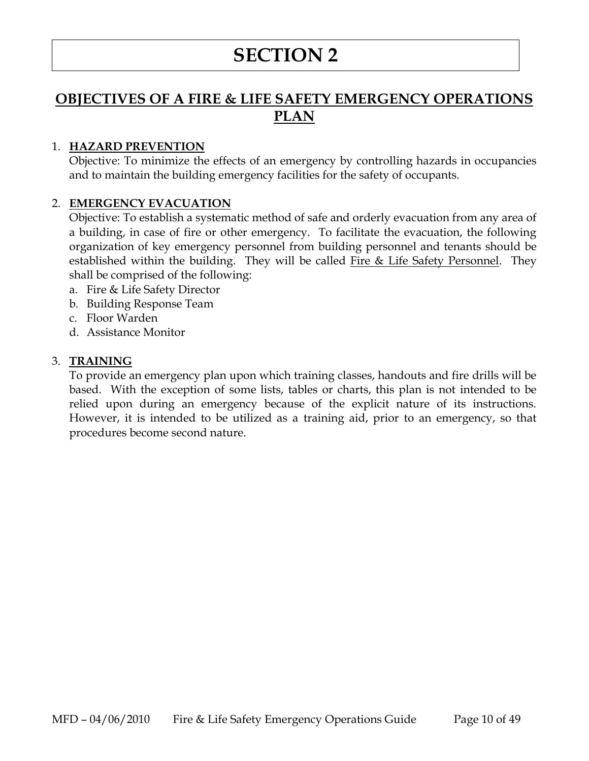# SECTION 2

## OBJECTIVES OF A FIRE & LIFE SAFETY EMERGENCY OPERATIONS PLAN

1. **HAZARD PREVENTION**
   Objective: To minimize the effects of an emergency by controlling hazards in occupancies and to maintain the building emergency facilities for the safety of occupants.

2. **EMERGENCY EVACUATION**
   Objective: To establish a systematic method of safe and orderly evacuation from any area of a building, in case of fire or other emergency. To facilitate the evacuation, the following organization of key emergency personnel from building personnel and tenants should be established within the building. They will be called Fire & Life Safety Personnel. They shall be comprised of the following:
   a. Fire & Life Safety Director
   b. Building Response Team
   c. Floor Warden
   d. Assistance Monitor

3. **TRAINING**
   To provide an emergency plan upon which training classes, handouts and fire drills will be based. With the exception of some lists, tables or charts, this plan is not intended to be relied upon during an emergency because of the explicit nature of its instructions. However, it is intended to be utilized as a training aid, prior to an emergency, so that procedures become second nature.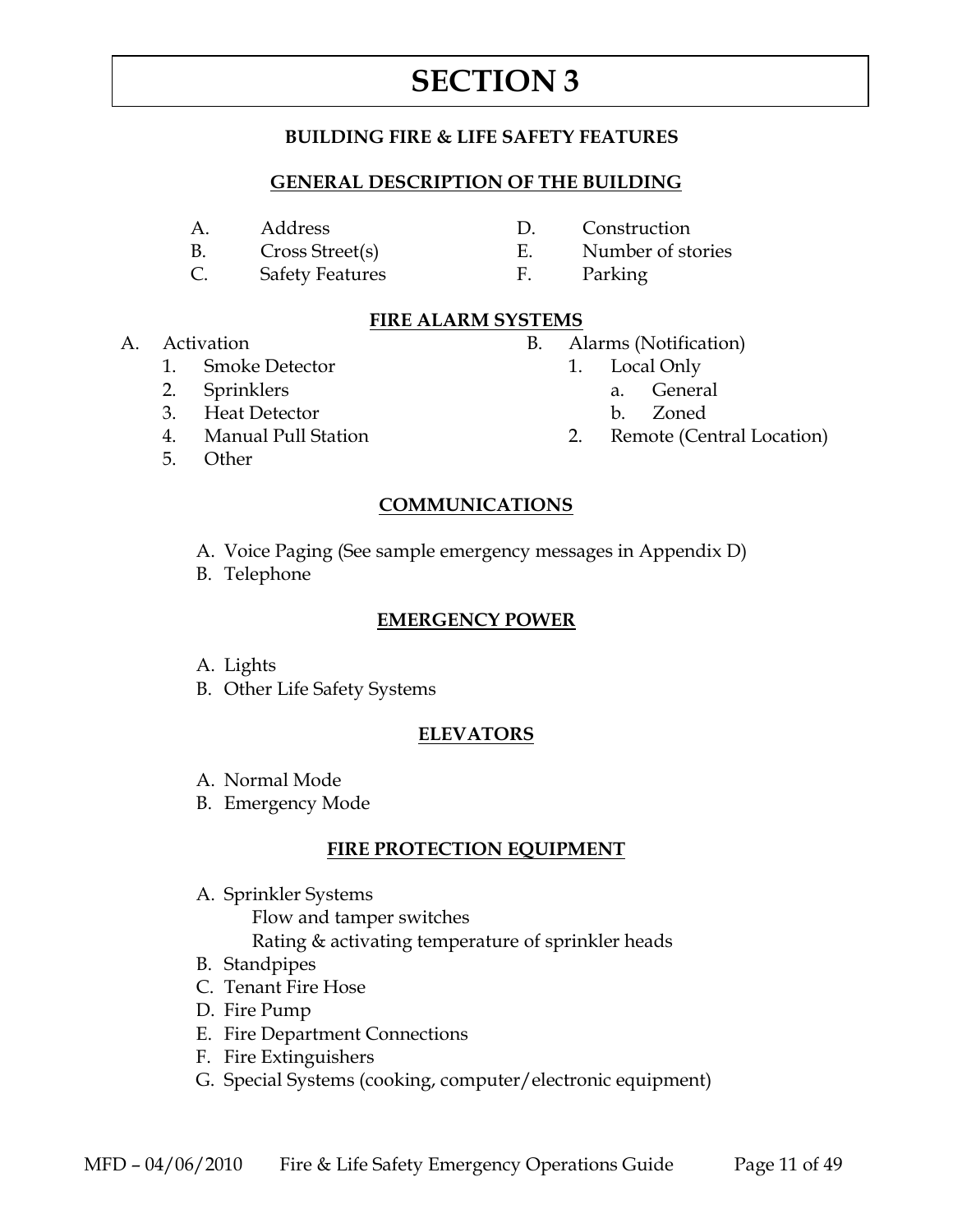# SECTION 3

## BUILDING FIRE & LIFE SAFETY FEATURES

### GENERAL DESCRIPTION OF THE BUILDING

A. Address
B. Cross Street(s)
C. Safety Features
D. Construction
E. Number of stories
F. Parking

### FIRE ALARM SYSTEMS

A. Activation
   1. Smoke Detector
   2. Sprinklers
   3. Heat Detector
   4. Manual Pull Station
   5. Other

B. Alarms (Notification)
   1. Local Only
      a. General
      b. Zoned
   2. Remote (Central Location)

### COMMUNICATIONS

A. Voice Paging (See sample emergency messages in Appendix D)
B. Telephone

### EMERGENCY POWER

A. Lights
B. Other Life Safety Systems

### ELEVATORS

A. Normal Mode
B. Emergency Mode

### FIRE PROTECTION EQUIPMENT

A. Sprinkler Systems
   Flow and tamper switches
   Rating & activating temperature of sprinkler heads
B. Standpipes
C. Tenant Fire Hose
D. Fire Pump
E. Fire Department Connections
F. Fire Extinguishers
G. Special Systems (cooking, computer/electronic equipment)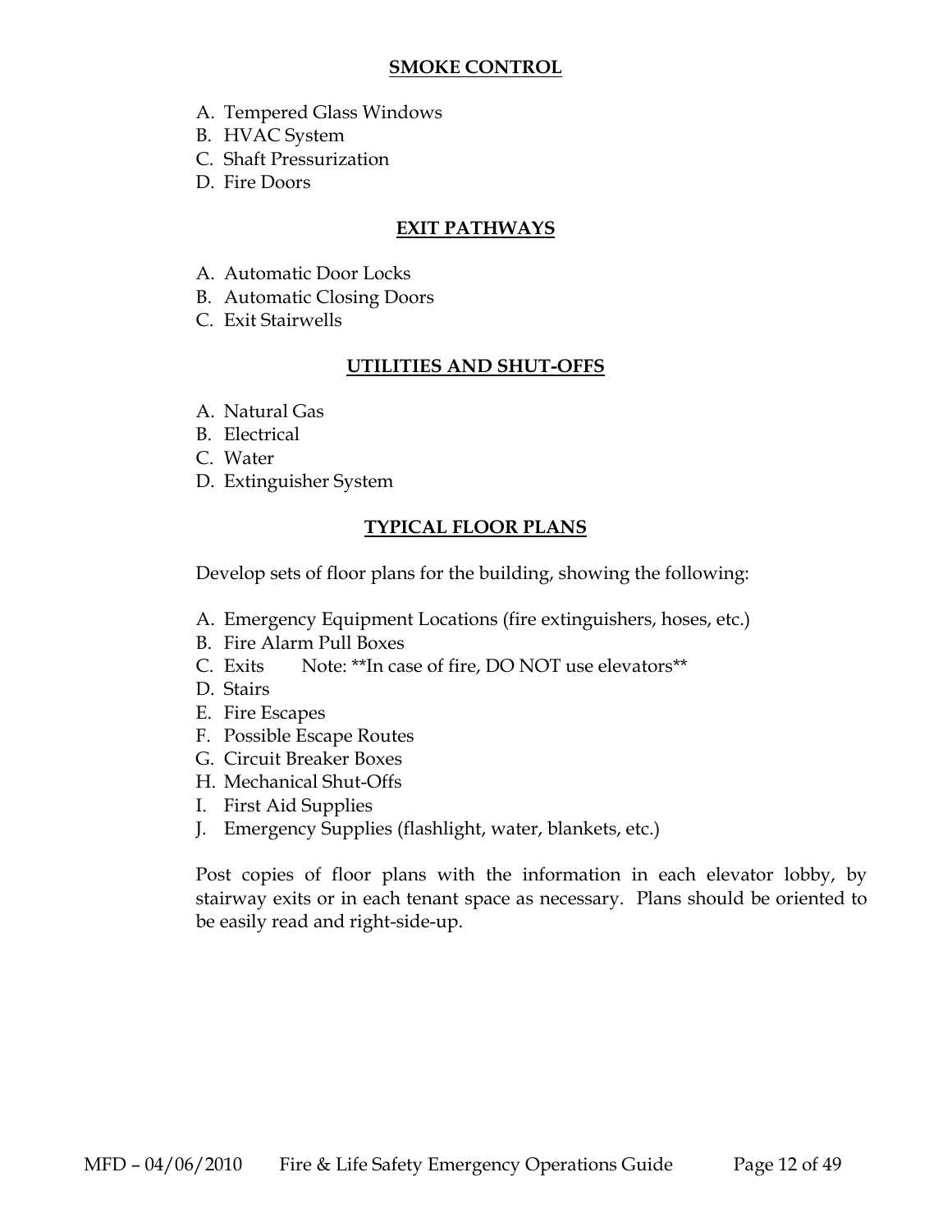## SMOKE CONTROL

A. Tempered Glass Windows
B. HVAC System
C. Shaft Pressurization
D. Fire Doors

## EXIT PATHWAYS

A. Automatic Door Locks
B. Automatic Closing Doors
C. Exit Stairwells

## UTILITIES AND SHUT-OFFS

A. Natural Gas
B. Electrical
C. Water
D. Extinguisher System

## TYPICAL FLOOR PLANS

Develop sets of floor plans for the building, showing the following:

A. Emergency Equipment Locations (fire extinguishers, hoses, etc.)
B. Fire Alarm Pull Boxes
C. Exits Note: **In case of fire, DO NOT use elevators**
D. Stairs
E. Fire Escapes
F. Possible Escape Routes
G. Circuit Breaker Boxes
H. Mechanical Shut-Offs
I. First Aid Supplies
J. Emergency Supplies (flashlight, water, blankets, etc.)

Post copies of floor plans with the information in each elevator lobby, by stairway exits or in each tenant space as necessary. Plans should be oriented to be easily read and right-side-up.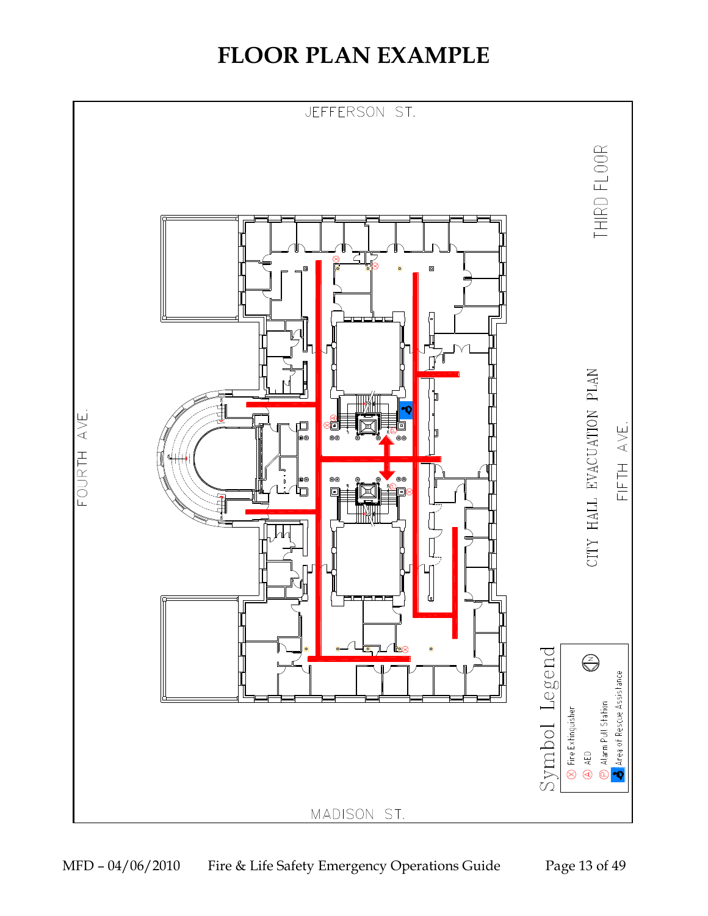# FLOOR PLAN EXAMPLE

JEFFERSON ST.

THIRD FLOOR

FOURTH AVE.

CITY HALL EVACUATION PLAN

FIFTH AVE.

Symbol Legend

- Fire Extinguisher
- AED
- Alarm Pull Station
- Area of Rescue Assistance

MADISON ST.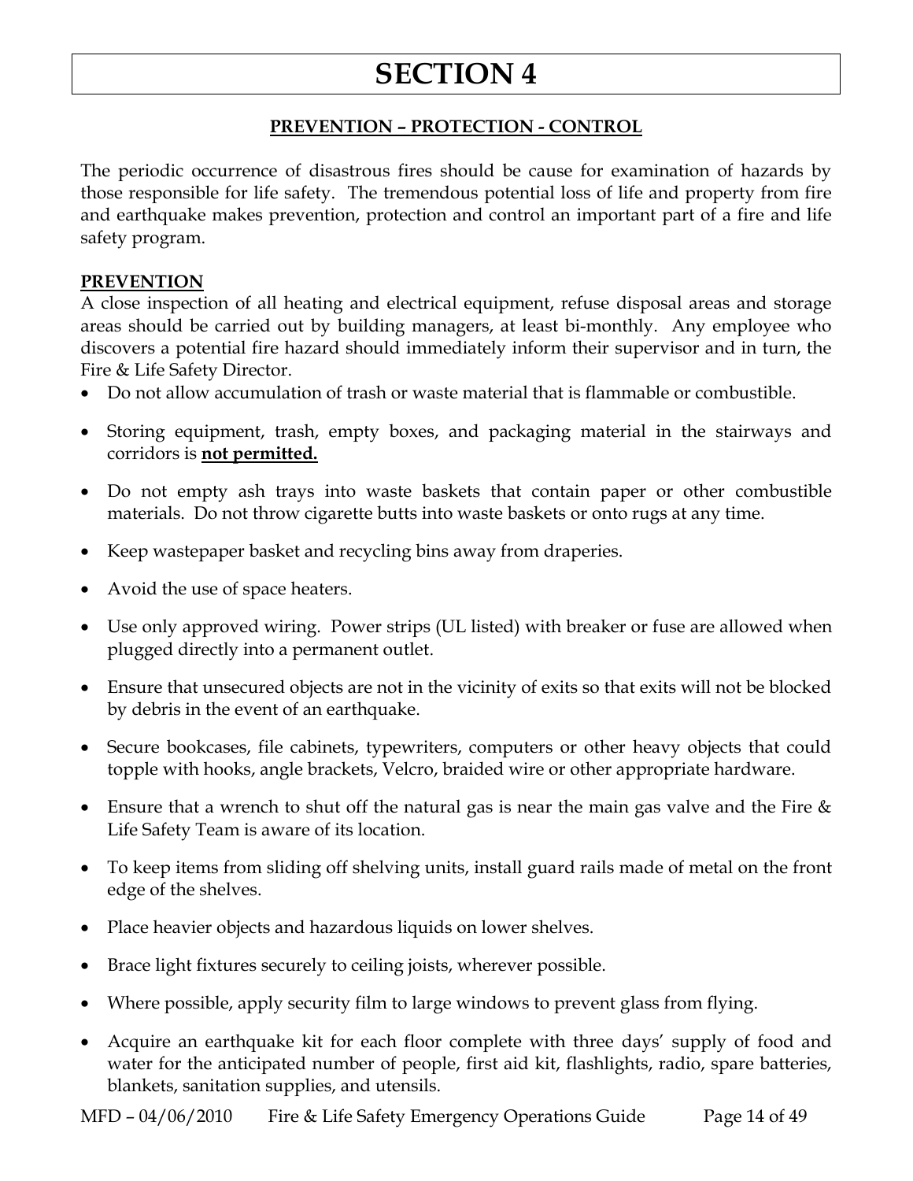# SECTION 4

## PREVENTION – PROTECTION - CONTROL

The periodic occurrence of disastrous fires should be cause for examination of hazards by those responsible for life safety. The tremendous potential loss of life and property from fire and earthquake makes prevention, protection and control an important part of a fire and life safety program.

### PREVENTION

A close inspection of all heating and electrical equipment, refuse disposal areas and storage areas should be carried out by building managers, at least bi-monthly. Any employee who discovers a potential fire hazard should immediately inform their supervisor and in turn, the Fire & Life Safety Director.

- Do not allow accumulation of trash or waste material that is flammable or combustible.
- Storing equipment, trash, empty boxes, and packaging material in the stairways and corridors is **not permitted.**
- Do not empty ash trays into waste baskets that contain paper or other combustible materials. Do not throw cigarette butts into waste baskets or onto rugs at any time.
- Keep wastepaper basket and recycling bins away from draperies.
- Avoid the use of space heaters.
- Use only approved wiring. Power strips (UL listed) with breaker or fuse are allowed when plugged directly into a permanent outlet.
- Ensure that unsecured objects are not in the vicinity of exits so that exits will not be blocked by debris in the event of an earthquake.
- Secure bookcases, file cabinets, typewriters, computers or other heavy objects that could topple with hooks, angle brackets, Velcro, braided wire or other appropriate hardware.
- Ensure that a wrench to shut off the natural gas is near the main gas valve and the Fire & Life Safety Team is aware of its location.
- To keep items from sliding off shelving units, install guard rails made of metal on the front edge of the shelves.
- Place heavier objects and hazardous liquids on lower shelves.
- Brace light fixtures securely to ceiling joists, wherever possible.
- Where possible, apply security film to large windows to prevent glass from flying.
- Acquire an earthquake kit for each floor complete with three days' supply of food and water for the anticipated number of people, first aid kit, flashlights, radio, spare batteries, blankets, sanitation supplies, and utensils.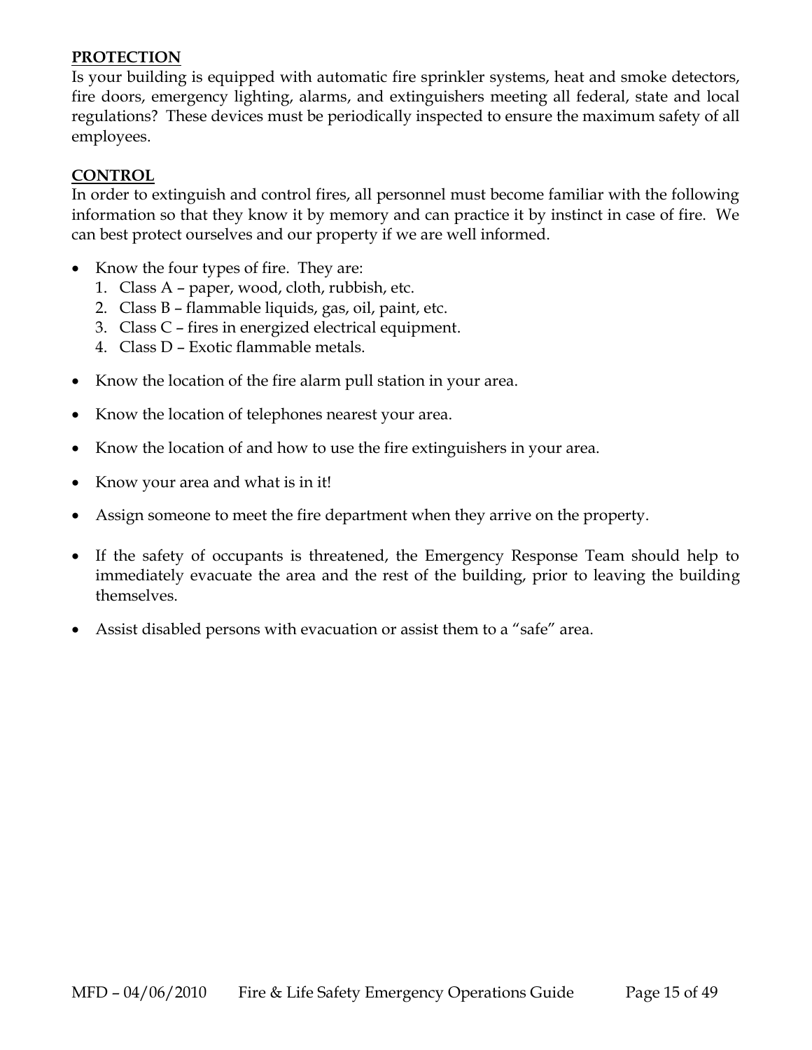## PROTECTION

Is your building is equipped with automatic fire sprinkler systems, heat and smoke detectors, fire doors, emergency lighting, alarms, and extinguishers meeting all federal, state and local regulations? These devices must be periodically inspected to ensure the maximum safety of all employees.

## CONTROL

In order to extinguish and control fires, all personnel must become familiar with the following information so that they know it by memory and can practice it by instinct in case of fire. We can best protect ourselves and our property if we are well informed.

- Know the four types of fire. They are:
  1. Class A – paper, wood, cloth, rubbish, etc.
  2. Class B – flammable liquids, gas, oil, paint, etc.
  3. Class C – fires in energized electrical equipment.
  4. Class D – Exotic flammable metals.
- Know the location of the fire alarm pull station in your area.
- Know the location of telephones nearest your area.
- Know the location of and how to use the fire extinguishers in your area.
- Know your area and what is in it!
- Assign someone to meet the fire department when they arrive on the property.
- If the safety of occupants is threatened, the Emergency Response Team should help to immediately evacuate the area and the rest of the building, prior to leaving the building themselves.
- Assist disabled persons with evacuation or assist them to a "safe" area.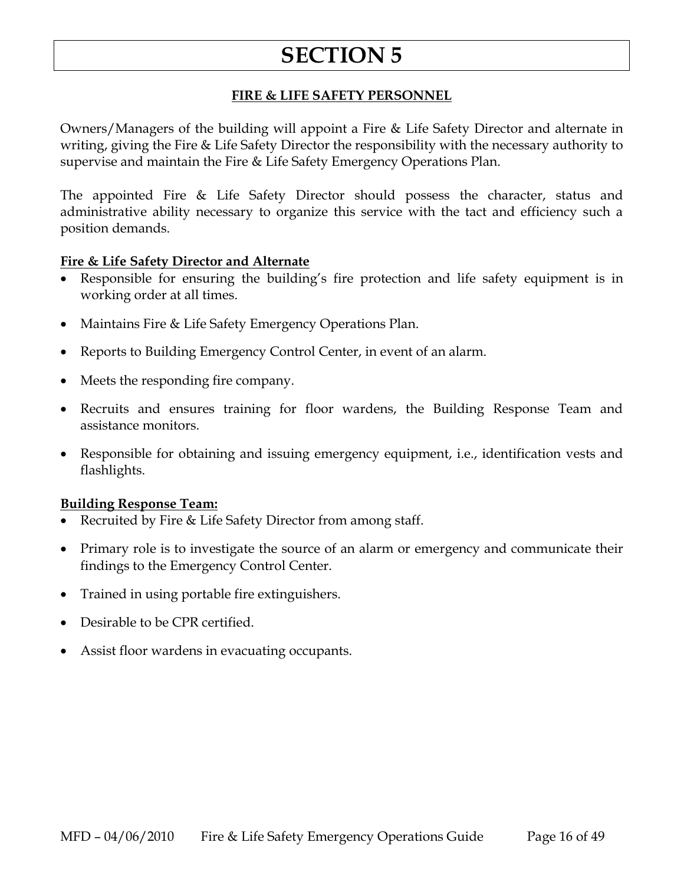# SECTION 5

## FIRE & LIFE SAFETY PERSONNEL

Owners/Managers of the building will appoint a Fire & Life Safety Director and alternate in writing, giving the Fire & Life Safety Director the responsibility with the necessary authority to supervise and maintain the Fire & Life Safety Emergency Operations Plan.

The appointed Fire & Life Safety Director should possess the character, status and administrative ability necessary to organize this service with the tact and efficiency such a position demands.

### Fire & Life Safety Director and Alternate

- Responsible for ensuring the building's fire protection and life safety equipment is in working order at all times.
- Maintains Fire & Life Safety Emergency Operations Plan.
- Reports to Building Emergency Control Center, in event of an alarm.
- Meets the responding fire company.
- Recruits and ensures training for floor wardens, the Building Response Team and assistance monitors.
- Responsible for obtaining and issuing emergency equipment, i.e., identification vests and flashlights.

### Building Response Team:

- Recruited by Fire & Life Safety Director from among staff.
- Primary role is to investigate the source of an alarm or emergency and communicate their findings to the Emergency Control Center.
- Trained in using portable fire extinguishers.
- Desirable to be CPR certified.
- Assist floor wardens in evacuating occupants.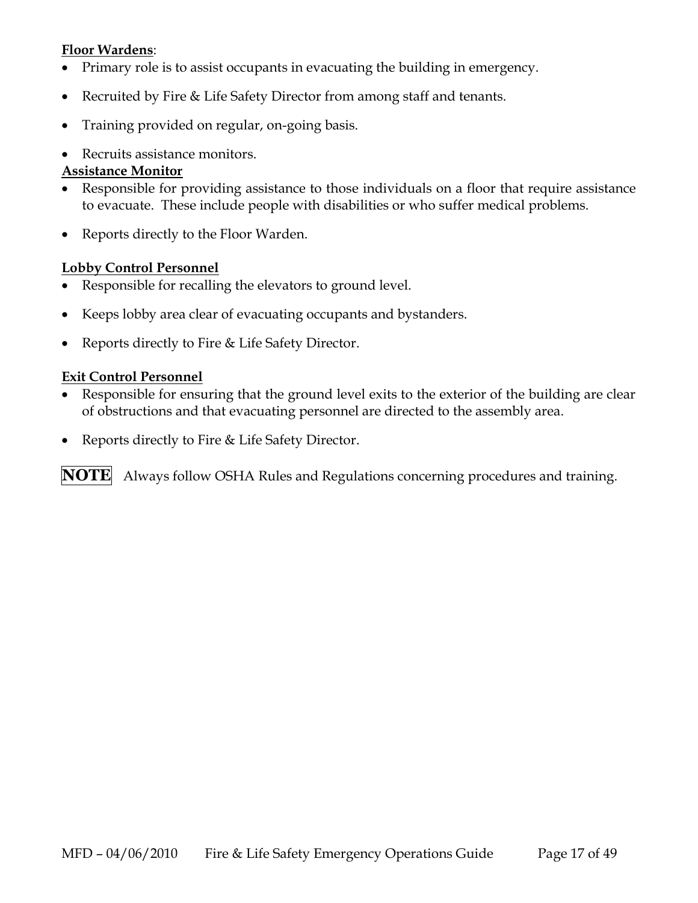**Floor Wardens**:

- Primary role is to assist occupants in evacuating the building in emergency.
- Recruited by Fire & Life Safety Director from among staff and tenants.
- Training provided on regular, on-going basis.
- Recruits assistance monitors.

**Assistance Monitor**

- Responsible for providing assistance to those individuals on a floor that require assistance to evacuate. These include people with disabilities or who suffer medical problems.
- Reports directly to the Floor Warden.

**Lobby Control Personnel**

- Responsible for recalling the elevators to ground level.
- Keeps lobby area clear of evacuating occupants and bystanders.
- Reports directly to Fire & Life Safety Director.

**Exit Control Personnel**

- Responsible for ensuring that the ground level exits to the exterior of the building are clear of obstructions and that evacuating personnel are directed to the assembly area.
- Reports directly to Fire & Life Safety Director.

**NOTE** Always follow OSHA Rules and Regulations concerning procedures and training.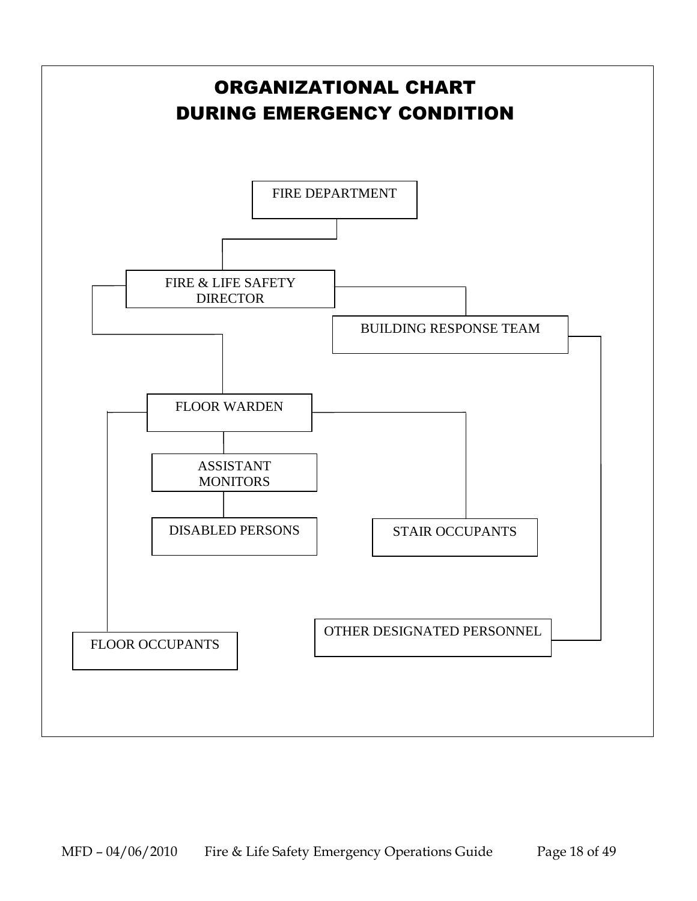# ORGANIZATIONAL CHART DURING EMERGENCY CONDITION

FIRE DEPARTMENT

FIRE & LIFE SAFETY DIRECTOR

BUILDING RESPONSE TEAM

FLOOR WARDEN

ASSISTANT MONITORS

DISABLED PERSONS

STAIR OCCUPANTS

FLOOR OCCUPANTS

OTHER DESIGNATED PERSONNEL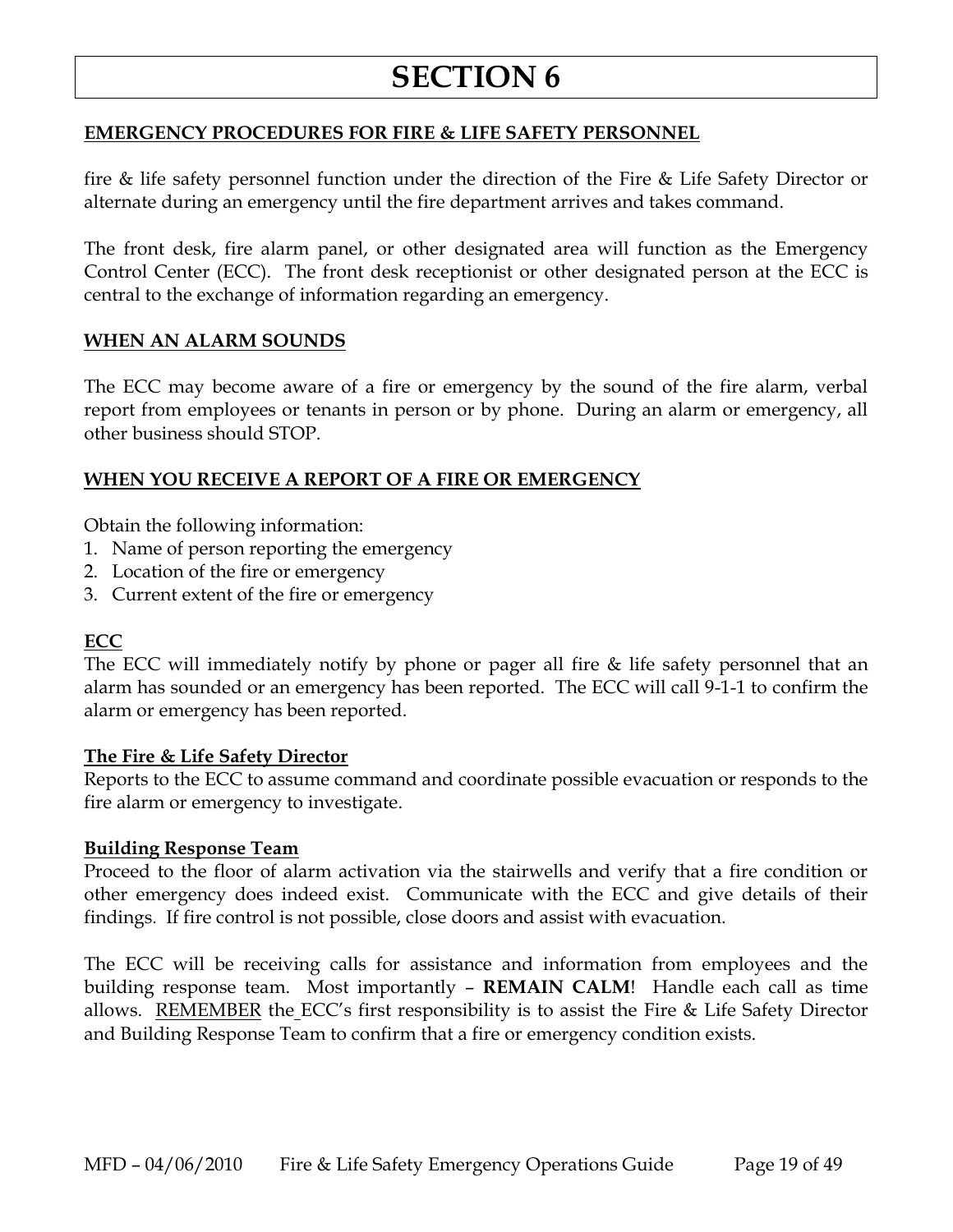# SECTION 6

## EMERGENCY PROCEDURES FOR FIRE & LIFE SAFETY PERSONNEL

fire & life safety personnel function under the direction of the Fire & Life Safety Director or alternate during an emergency until the fire department arrives and takes command.

The front desk, fire alarm panel, or other designated area will function as the Emergency Control Center (ECC). The front desk receptionist or other designated person at the ECC is central to the exchange of information regarding an emergency.

## WHEN AN ALARM SOUNDS

The ECC may become aware of a fire or emergency by the sound of the fire alarm, verbal report from employees or tenants in person or by phone. During an alarm or emergency, all other business should STOP.

## WHEN YOU RECEIVE A REPORT OF A FIRE OR EMERGENCY

Obtain the following information:

1. Name of person reporting the emergency
2. Location of the fire or emergency
3. Current extent of the fire or emergency

### ECC

The ECC will immediately notify by phone or pager all fire & life safety personnel that an alarm has sounded or an emergency has been reported. The ECC will call 9-1-1 to confirm the alarm or emergency has been reported.

### The Fire & Life Safety Director

Reports to the ECC to assume command and coordinate possible evacuation or responds to the fire alarm or emergency to investigate.

### Building Response Team

Proceed to the floor of alarm activation via the stairwells and verify that a fire condition or other emergency does indeed exist. Communicate with the ECC and give details of their findings. If fire control is not possible, close doors and assist with evacuation.

The ECC will be receiving calls for assistance and information from employees and the building response team. Most importantly – **REMAIN CALM**! Handle each call as time allows. REMEMBER the ECC's first responsibility is to assist the Fire & Life Safety Director and Building Response Team to confirm that a fire or emergency condition exists.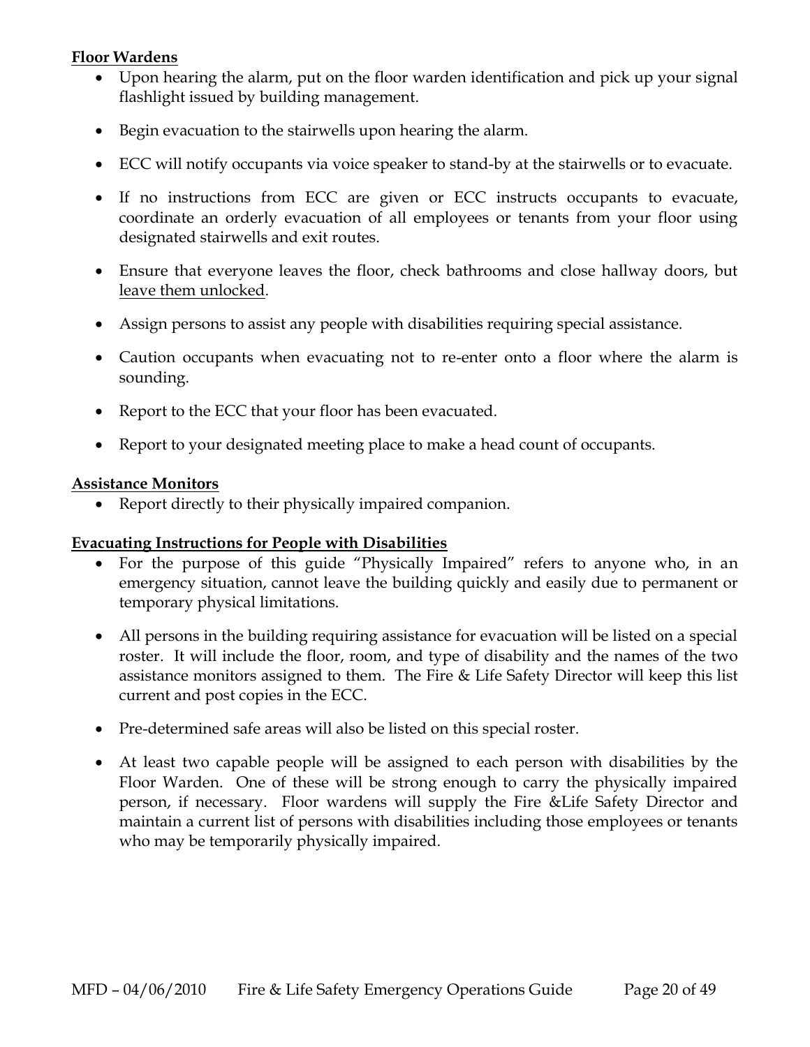**Floor Wardens**

- Upon hearing the alarm, put on the floor warden identification and pick up your signal flashlight issued by building management.
- Begin evacuation to the stairwells upon hearing the alarm.
- ECC will notify occupants via voice speaker to stand-by at the stairwells or to evacuate.
- If no instructions from ECC are given or ECC instructs occupants to evacuate, coordinate an orderly evacuation of all employees or tenants from your floor using designated stairwells and exit routes.
- Ensure that everyone leaves the floor, check bathrooms and close hallway doors, but <u>leave them unlocked</u>.
- Assign persons to assist any people with disabilities requiring special assistance.
- Caution occupants when evacuating not to re-enter onto a floor where the alarm is sounding.
- Report to the ECC that your floor has been evacuated.
- Report to your designated meeting place to make a head count of occupants.

**Assistance Monitors**

- Report directly to their physically impaired companion.

**Evacuating Instructions for People with Disabilities**

- For the purpose of this guide "Physically Impaired" refers to anyone who, in an emergency situation, cannot leave the building quickly and easily due to permanent or temporary physical limitations.
- All persons in the building requiring assistance for evacuation will be listed on a special roster. It will include the floor, room, and type of disability and the names of the two assistance monitors assigned to them. The Fire & Life Safety Director will keep this list current and post copies in the ECC.
- Pre-determined safe areas will also be listed on this special roster.
- At least two capable people will be assigned to each person with disabilities by the Floor Warden. One of these will be strong enough to carry the physically impaired person, if necessary. Floor wardens will supply the Fire &Life Safety Director and maintain a current list of persons with disabilities including those employees or tenants who may be temporarily physically impaired.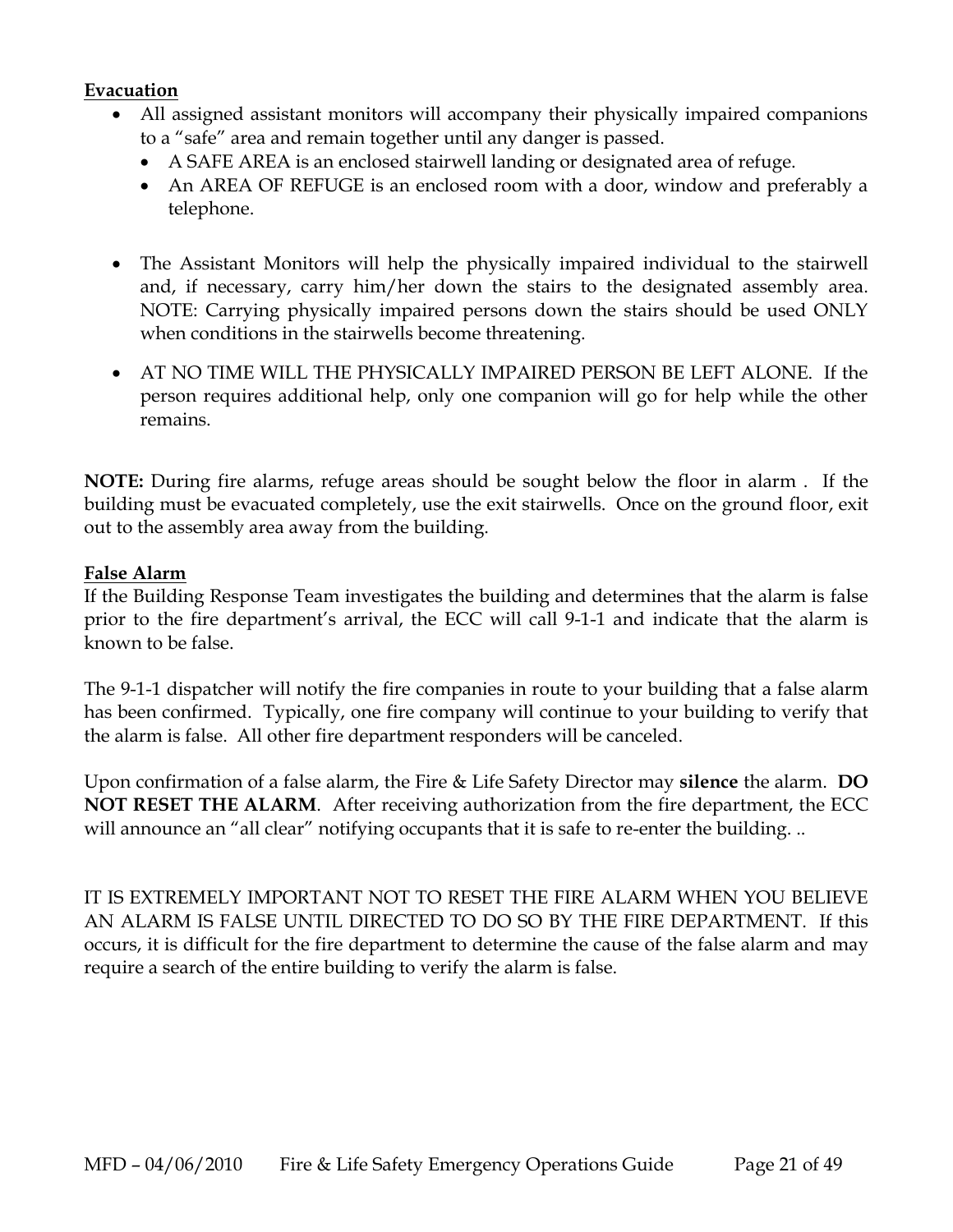**Evacuation**

- All assigned assistant monitors will accompany their physically impaired companions to a "safe" area and remain together until any danger is passed.
    - A SAFE AREA is an enclosed stairwell landing or designated area of refuge.
    - An AREA OF REFUGE is an enclosed room with a door, window and preferably a telephone.

- The Assistant Monitors will help the physically impaired individual to the stairwell and, if necessary, carry him/her down the stairs to the designated assembly area. NOTE: Carrying physically impaired persons down the stairs should be used ONLY when conditions in the stairwells become threatening.

- AT NO TIME WILL THE PHYSICALLY IMPAIRED PERSON BE LEFT ALONE. If the person requires additional help, only one companion will go for help while the other remains.

**NOTE:** During fire alarms, refuge areas should be sought below the floor in alarm . If the building must be evacuated completely, use the exit stairwells. Once on the ground floor, exit out to the assembly area away from the building.

**False Alarm**

If the Building Response Team investigates the building and determines that the alarm is false prior to the fire department's arrival, the ECC will call 9-1-1 and indicate that the alarm is known to be false.

The 9-1-1 dispatcher will notify the fire companies in route to your building that a false alarm has been confirmed. Typically, one fire company will continue to your building to verify that the alarm is false. All other fire department responders will be canceled.

Upon confirmation of a false alarm, the Fire & Life Safety Director may **silence** the alarm. **DO NOT RESET THE ALARM**. After receiving authorization from the fire department, the ECC will announce an "all clear" notifying occupants that it is safe to re-enter the building. ..

IT IS EXTREMELY IMPORTANT NOT TO RESET THE FIRE ALARM WHEN YOU BELIEVE AN ALARM IS FALSE UNTIL DIRECTED TO DO SO BY THE FIRE DEPARTMENT. If this occurs, it is difficult for the fire department to determine the cause of the false alarm and may require a search of the entire building to verify the alarm is false.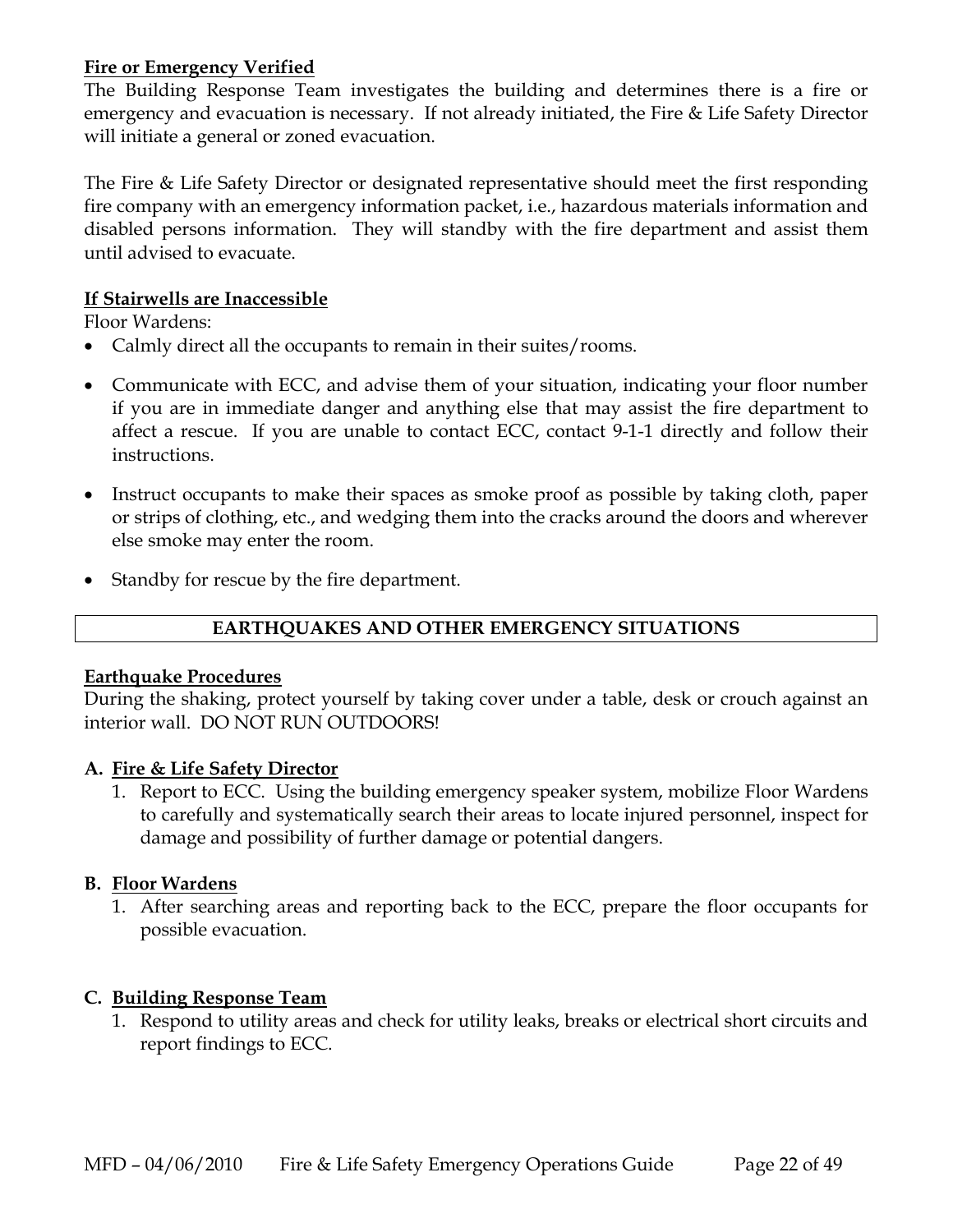**Fire or Emergency Verified**

The Building Response Team investigates the building and determines there is a fire or emergency and evacuation is necessary. If not already initiated, the Fire & Life Safety Director will initiate a general or zoned evacuation.

The Fire & Life Safety Director or designated representative should meet the first responding fire company with an emergency information packet, i.e., hazardous materials information and disabled persons information. They will standby with the fire department and assist them until advised to evacuate.

**If Stairwells are Inaccessible**

Floor Wardens:

- Calmly direct all the occupants to remain in their suites/rooms.
- Communicate with ECC, and advise them of your situation, indicating your floor number if you are in immediate danger and anything else that may assist the fire department to affect a rescue. If you are unable to contact ECC, contact 9-1-1 directly and follow their instructions.
- Instruct occupants to make their spaces as smoke proof as possible by taking cloth, paper or strips of clothing, etc., and wedging them into the cracks around the doors and wherever else smoke may enter the room.
- Standby for rescue by the fire department.

## EARTHQUAKES AND OTHER EMERGENCY SITUATIONS

**Earthquake Procedures**

During the shaking, protect yourself by taking cover under a table, desk or crouch against an interior wall. DO NOT RUN OUTDOORS!

**A. Fire & Life Safety Director**

1. Report to ECC. Using the building emergency speaker system, mobilize Floor Wardens to carefully and systematically search their areas to locate injured personnel, inspect for damage and possibility of further damage or potential dangers.

**B. Floor Wardens**

1. After searching areas and reporting back to the ECC, prepare the floor occupants for possible evacuation.

**C. Building Response Team**

1. Respond to utility areas and check for utility leaks, breaks or electrical short circuits and report findings to ECC.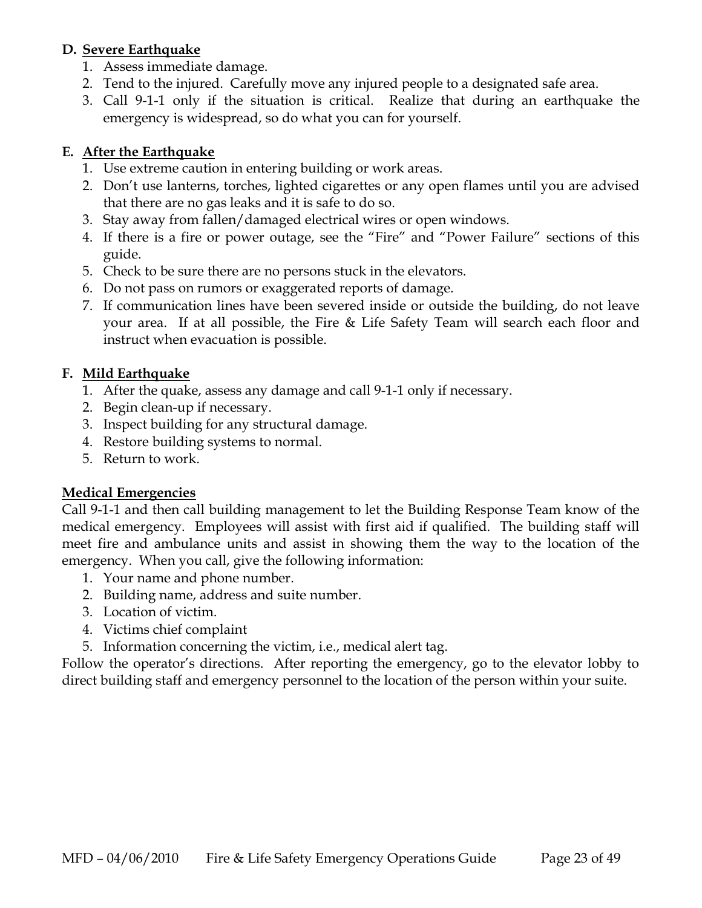**D. Severe Earthquake**

1. Assess immediate damage.
2. Tend to the injured. Carefully move any injured people to a designated safe area.
3. Call 9-1-1 only if the situation is critical. Realize that during an earthquake the emergency is widespread, so do what you can for yourself.

**E. After the Earthquake**

1. Use extreme caution in entering building or work areas.
2. Don't use lanterns, torches, lighted cigarettes or any open flames until you are advised that there are no gas leaks and it is safe to do so.
3. Stay away from fallen/damaged electrical wires or open windows.
4. If there is a fire or power outage, see the "Fire" and "Power Failure" sections of this guide.
5. Check to be sure there are no persons stuck in the elevators.
6. Do not pass on rumors or exaggerated reports of damage.
7. If communication lines have been severed inside or outside the building, do not leave your area. If at all possible, the Fire & Life Safety Team will search each floor and instruct when evacuation is possible.

**F. Mild Earthquake**

1. After the quake, assess any damage and call 9-1-1 only if necessary.
2. Begin clean-up if necessary.
3. Inspect building for any structural damage.
4. Restore building systems to normal.
5. Return to work.

**Medical Emergencies**

Call 9-1-1 and then call building management to let the Building Response Team know of the medical emergency. Employees will assist with first aid if qualified. The building staff will meet fire and ambulance units and assist in showing them the way to the location of the emergency. When you call, give the following information:

1. Your name and phone number.
2. Building name, address and suite number.
3. Location of victim.
4. Victims chief complaint
5. Information concerning the victim, i.e., medical alert tag.

Follow the operator's directions. After reporting the emergency, go to the elevator lobby to direct building staff and emergency personnel to the location of the person within your suite.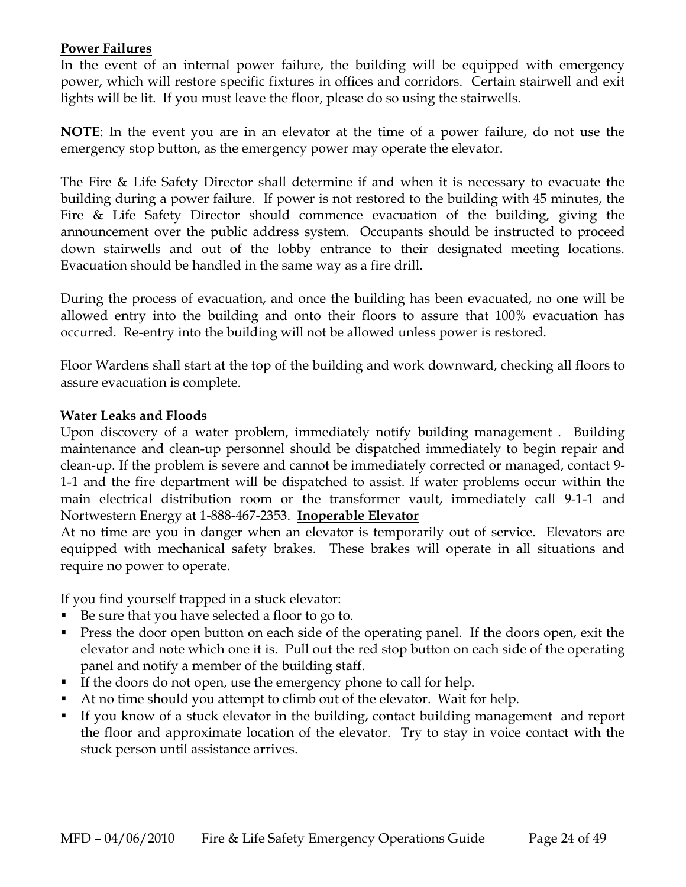**Power Failures**

In the event of an internal power failure, the building will be equipped with emergency power, which will restore specific fixtures in offices and corridors. Certain stairwell and exit lights will be lit. If you must leave the floor, please do so using the stairwells.

**NOTE**: In the event you are in an elevator at the time of a power failure, do not use the emergency stop button, as the emergency power may operate the elevator.

The Fire & Life Safety Director shall determine if and when it is necessary to evacuate the building during a power failure. If power is not restored to the building with 45 minutes, the Fire & Life Safety Director should commence evacuation of the building, giving the announcement over the public address system. Occupants should be instructed to proceed down stairwells and out of the lobby entrance to their designated meeting locations. Evacuation should be handled in the same way as a fire drill.

During the process of evacuation, and once the building has been evacuated, no one will be allowed entry into the building and onto their floors to assure that 100% evacuation has occurred. Re-entry into the building will not be allowed unless power is restored.

Floor Wardens shall start at the top of the building and work downward, checking all floors to assure evacuation is complete.

**Water Leaks and Floods**

Upon discovery of a water problem, immediately notify building management . Building maintenance and clean-up personnel should be dispatched immediately to begin repair and clean-up. If the problem is severe and cannot be immediately corrected or managed, contact 9-1-1 and the fire department will be dispatched to assist. If water problems occur within the main electrical distribution room or the transformer vault, immediately call 9-1-1 and Nortwestern Energy at 1-888-467-2353.

**Inoperable Elevator**

At no time are you in danger when an elevator is temporarily out of service. Elevators are equipped with mechanical safety brakes. These brakes will operate in all situations and require no power to operate.

If you find yourself trapped in a stuck elevator:

- Be sure that you have selected a floor to go to.
- Press the door open button on each side of the operating panel. If the doors open, exit the elevator and note which one it is. Pull out the red stop button on each side of the operating panel and notify a member of the building staff.
- If the doors do not open, use the emergency phone to call for help.
- At no time should you attempt to climb out of the elevator. Wait for help.
- If you know of a stuck elevator in the building, contact building management and report the floor and approximate location of the elevator. Try to stay in voice contact with the stuck person until assistance arrives.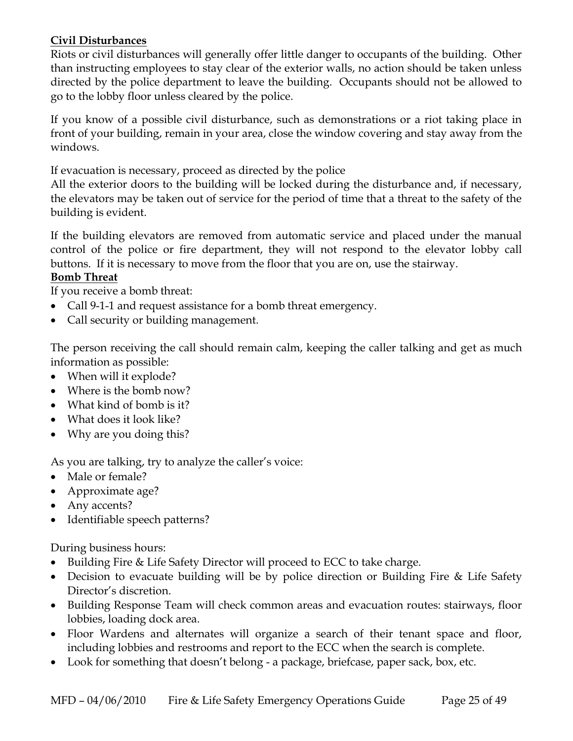**Civil Disturbances**

Riots or civil disturbances will generally offer little danger to occupants of the building. Other than instructing employees to stay clear of the exterior walls, no action should be taken unless directed by the police department to leave the building. Occupants should not be allowed to go to the lobby floor unless cleared by the police.

If you know of a possible civil disturbance, such as demonstrations or a riot taking place in front of your building, remain in your area, close the window covering and stay away from the windows.

If evacuation is necessary, proceed as directed by the police

All the exterior doors to the building will be locked during the disturbance and, if necessary, the elevators may be taken out of service for the period of time that a threat to the safety of the building is evident.

If the building elevators are removed from automatic service and placed under the manual control of the police or fire department, they will not respond to the elevator lobby call buttons. If it is necessary to move from the floor that you are on, use the stairway.

**Bomb Threat**

If you receive a bomb threat:

- Call 9-1-1 and request assistance for a bomb threat emergency.
- Call security or building management.

The person receiving the call should remain calm, keeping the caller talking and get as much information as possible:

- When will it explode?
- Where is the bomb now?
- What kind of bomb is it?
- What does it look like?
- Why are you doing this?

As you are talking, try to analyze the caller's voice:

- Male or female?
- Approximate age?
- Any accents?
- Identifiable speech patterns?

During business hours:

- Building Fire & Life Safety Director will proceed to ECC to take charge.
- Decision to evacuate building will be by police direction or Building Fire & Life Safety Director's discretion.
- Building Response Team will check common areas and evacuation routes: stairways, floor lobbies, loading dock area.
- Floor Wardens and alternates will organize a search of their tenant space and floor, including lobbies and restrooms and report to the ECC when the search is complete.
- Look for something that doesn't belong - a package, briefcase, paper sack, box, etc.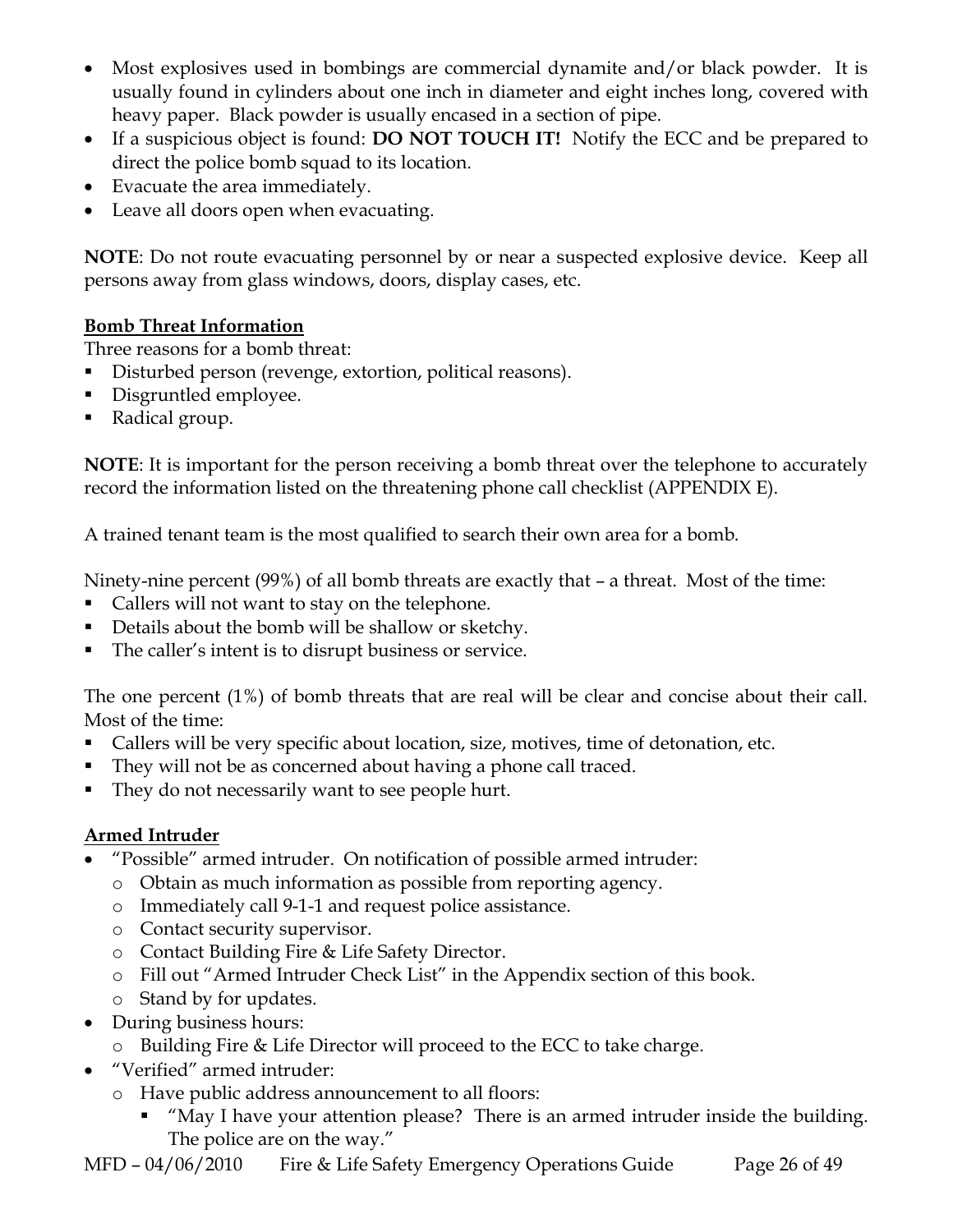- Most explosives used in bombings are commercial dynamite and/or black powder. It is usually found in cylinders about one inch in diameter and eight inches long, covered with heavy paper. Black powder is usually encased in a section of pipe.
- If a suspicious object is found: **DO NOT TOUCH IT!** Notify the ECC and be prepared to direct the police bomb squad to its location.
- Evacuate the area immediately.
- Leave all doors open when evacuating.

**NOTE**: Do not route evacuating personnel by or near a suspected explosive device. Keep all persons away from glass windows, doors, display cases, etc.

**Bomb Threat Information**

Three reasons for a bomb threat:

- Disturbed person (revenge, extortion, political reasons).
- Disgruntled employee.
- Radical group.

**NOTE**: It is important for the person receiving a bomb threat over the telephone to accurately record the information listed on the threatening phone call checklist (APPENDIX E).

A trained tenant team is the most qualified to search their own area for a bomb.

Ninety-nine percent (99%) of all bomb threats are exactly that – a threat. Most of the time:

- Callers will not want to stay on the telephone.
- Details about the bomb will be shallow or sketchy.
- The caller's intent is to disrupt business or service.

The one percent (1%) of bomb threats that are real will be clear and concise about their call. Most of the time:

- Callers will be very specific about location, size, motives, time of detonation, etc.
- They will not be as concerned about having a phone call traced.
- They do not necessarily want to see people hurt.

**Armed Intruder**

- "Possible" armed intruder. On notification of possible armed intruder:
  - Obtain as much information as possible from reporting agency.
  - Immediately call 9-1-1 and request police assistance.
  - Contact security supervisor.
  - Contact Building Fire & Life Safety Director.
  - Fill out "Armed Intruder Check List" in the Appendix section of this book.
  - Stand by for updates.
- During business hours:
  - Building Fire & Life Director will proceed to the ECC to take charge.
- "Verified" armed intruder:
  - Have public address announcement to all floors:
    - "May I have your attention please? There is an armed intruder inside the building. The police are on the way."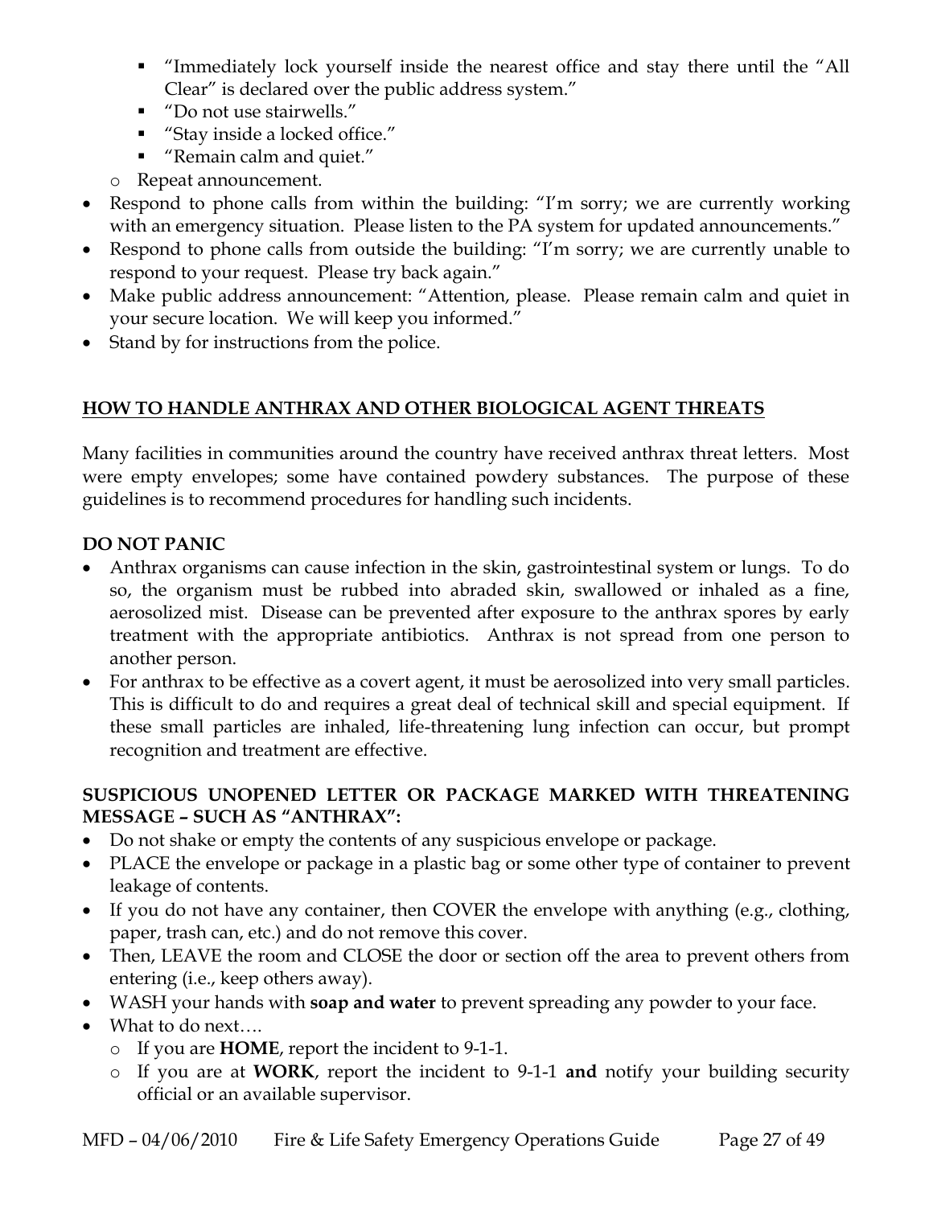- "Immediately lock yourself inside the nearest office and stay there until the "All Clear" is declared over the public address system."
   - "Do not use stairwells."
   - "Stay inside a locked office."
   - "Remain calm and quiet."
  - Repeat announcement.
- Respond to phone calls from within the building: "I'm sorry; we are currently working with an emergency situation. Please listen to the PA system for updated announcements."
- Respond to phone calls from outside the building: "I'm sorry; we are currently unable to respond to your request. Please try back again."
- Make public address announcement: "Attention, please. Please remain calm and quiet in your secure location. We will keep you informed."
- Stand by for instructions from the police.

## HOW TO HANDLE ANTHRAX AND OTHER BIOLOGICAL AGENT THREATS

Many facilities in communities around the country have received anthrax threat letters. Most were empty envelopes; some have contained powdery substances. The purpose of these guidelines is to recommend procedures for handling such incidents.

### DO NOT PANIC

- Anthrax organisms can cause infection in the skin, gastrointestinal system or lungs. To do so, the organism must be rubbed into abraded skin, swallowed or inhaled as a fine, aerosolized mist. Disease can be prevented after exposure to the anthrax spores by early treatment with the appropriate antibiotics. Anthrax is not spread from one person to another person.
- For anthrax to be effective as a covert agent, it must be aerosolized into very small particles. This is difficult to do and requires a great deal of technical skill and special equipment. If these small particles are inhaled, life-threatening lung infection can occur, but prompt recognition and treatment are effective.

### SUSPICIOUS UNOPENED LETTER OR PACKAGE MARKED WITH THREATENING MESSAGE – SUCH AS "ANTHRAX":

- Do not shake or empty the contents of any suspicious envelope or package.
- PLACE the envelope or package in a plastic bag or some other type of container to prevent leakage of contents.
- If you do not have any container, then COVER the envelope with anything (e.g., clothing, paper, trash can, etc.) and do not remove this cover.
- Then, LEAVE the room and CLOSE the door or section off the area to prevent others from entering (i.e., keep others away).
- WASH your hands with **soap and water** to prevent spreading any powder to your face.
- What to do next….
  - If you are **HOME**, report the incident to 9-1-1.
  - If you are at **WORK**, report the incident to 9-1-1 **and** notify your building security official or an available supervisor.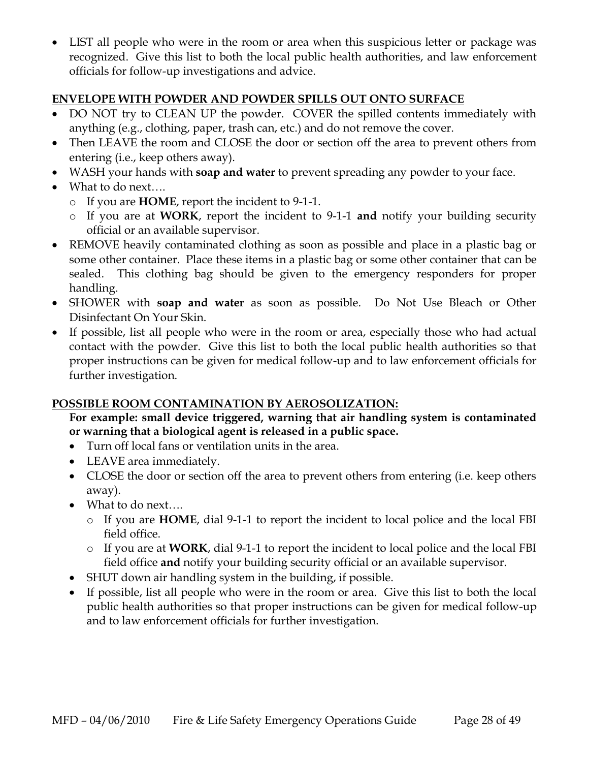- LIST all people who were in the room or area when this suspicious letter or package was recognized. Give this list to both the local public health authorities, and law enforcement officials for follow-up investigations and advice.

**ENVELOPE WITH POWDER AND POWDER SPILLS OUT ONTO SURFACE**

- DO NOT try to CLEAN UP the powder. COVER the spilled contents immediately with anything (e.g., clothing, paper, trash can, etc.) and do not remove the cover.
- Then LEAVE the room and CLOSE the door or section off the area to prevent others from entering (i.e., keep others away).
- WASH your hands with **soap and water** to prevent spreading any powder to your face.
- What to do next….
  - If you are **HOME**, report the incident to 9-1-1.
  - If you are at **WORK**, report the incident to 9-1-1 **and** notify your building security official or an available supervisor.
- REMOVE heavily contaminated clothing as soon as possible and place in a plastic bag or some other container. Place these items in a plastic bag or some other container that can be sealed. This clothing bag should be given to the emergency responders for proper handling.
- SHOWER with **soap and water** as soon as possible. Do Not Use Bleach or Other Disinfectant On Your Skin.
- If possible, list all people who were in the room or area, especially those who had actual contact with the powder. Give this list to both the local public health authorities so that proper instructions can be given for medical follow-up and to law enforcement officials for further investigation.

**POSSIBLE ROOM CONTAMINATION BY AEROSOLIZATION:**

**For example: small device triggered, warning that air handling system is contaminated or warning that a biological agent is released in a public space.**

- Turn off local fans or ventilation units in the area.
- LEAVE area immediately.
- CLOSE the door or section off the area to prevent others from entering (i.e. keep others away).
- What to do next….
  - If you are **HOME**, dial 9-1-1 to report the incident to local police and the local FBI field office.
  - If you are at **WORK**, dial 9-1-1 to report the incident to local police and the local FBI field office **and** notify your building security official or an available supervisor.
- SHUT down air handling system in the building, if possible.
- If possible, list all people who were in the room or area. Give this list to both the local public health authorities so that proper instructions can be given for medical follow-up and to law enforcement officials for further investigation.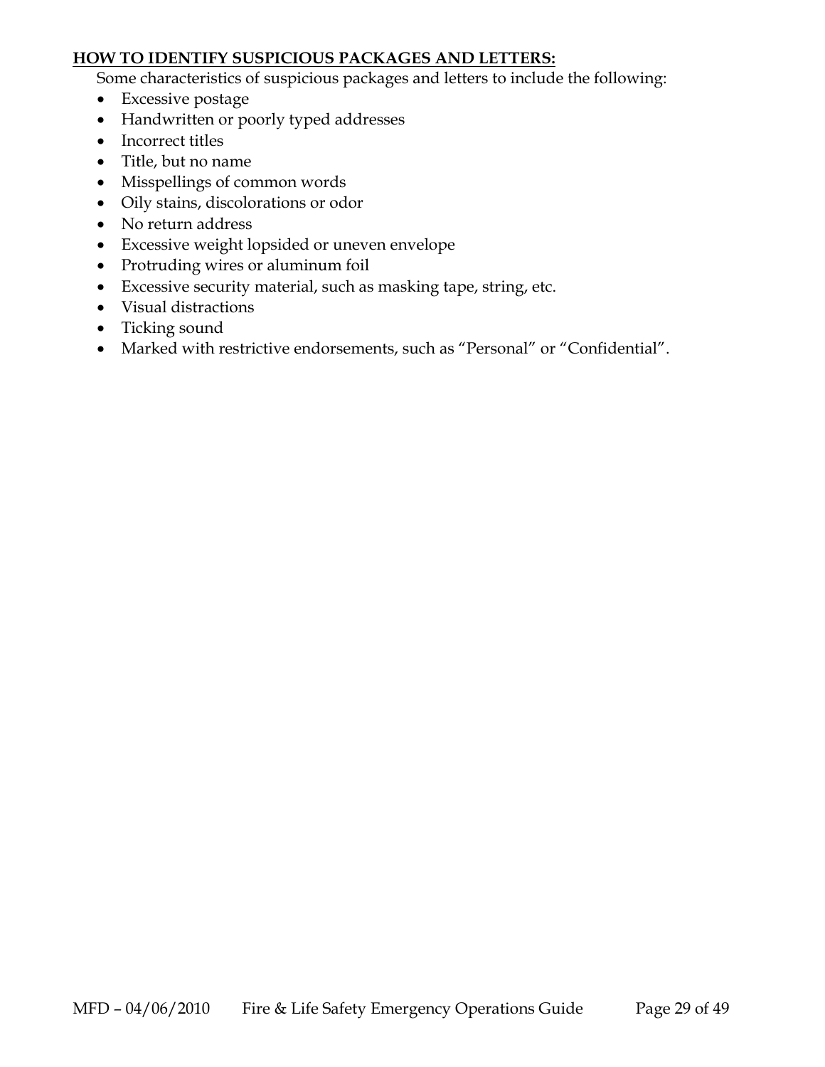**HOW TO IDENTIFY SUSPICIOUS PACKAGES AND LETTERS:**

Some characteristics of suspicious packages and letters to include the following:

- Excessive postage
- Handwritten or poorly typed addresses
- Incorrect titles
- Title, but no name
- Misspellings of common words
- Oily stains, discolorations or odor
- No return address
- Excessive weight lopsided or uneven envelope
- Protruding wires or aluminum foil
- Excessive security material, such as masking tape, string, etc.
- Visual distractions
- Ticking sound
- Marked with restrictive endorsements, such as "Personal" or "Confidential".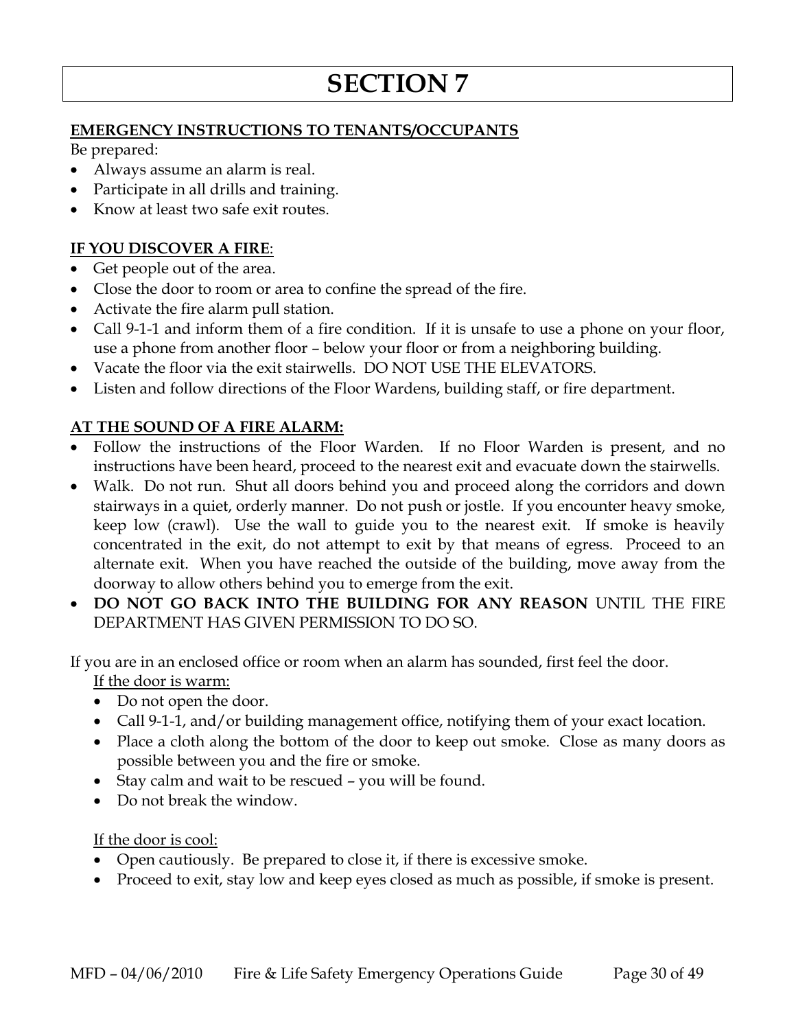# SECTION 7

**EMERGENCY INSTRUCTIONS TO TENANTS/OCCUPANTS**

Be prepared:

- Always assume an alarm is real.
- Participate in all drills and training.
- Know at least two safe exit routes.

**IF YOU DISCOVER A FIRE**:

- Get people out of the area.
- Close the door to room or area to confine the spread of the fire.
- Activate the fire alarm pull station.
- Call 9-1-1 and inform them of a fire condition. If it is unsafe to use a phone on your floor, use a phone from another floor – below your floor or from a neighboring building.
- Vacate the floor via the exit stairwells. DO NOT USE THE ELEVATORS.
- Listen and follow directions of the Floor Wardens, building staff, or fire department.

**AT THE SOUND OF A FIRE ALARM:**

- Follow the instructions of the Floor Warden. If no Floor Warden is present, and no instructions have been heard, proceed to the nearest exit and evacuate down the stairwells.
- Walk. Do not run. Shut all doors behind you and proceed along the corridors and down stairways in a quiet, orderly manner. Do not push or jostle. If you encounter heavy smoke, keep low (crawl). Use the wall to guide you to the nearest exit. If smoke is heavily concentrated in the exit, do not attempt to exit by that means of egress. Proceed to an alternate exit. When you have reached the outside of the building, move away from the doorway to allow others behind you to emerge from the exit.
- **DO NOT GO BACK INTO THE BUILDING FOR ANY REASON** UNTIL THE FIRE DEPARTMENT HAS GIVEN PERMISSION TO DO SO.

If you are in an enclosed office or room when an alarm has sounded, first feel the door.

If the door is warm:

- Do not open the door.
- Call 9-1-1, and/or building management office, notifying them of your exact location.
- Place a cloth along the bottom of the door to keep out smoke. Close as many doors as possible between you and the fire or smoke.
- Stay calm and wait to be rescued – you will be found.
- Do not break the window.

If the door is cool:

- Open cautiously. Be prepared to close it, if there is excessive smoke.
- Proceed to exit, stay low and keep eyes closed as much as possible, if smoke is present.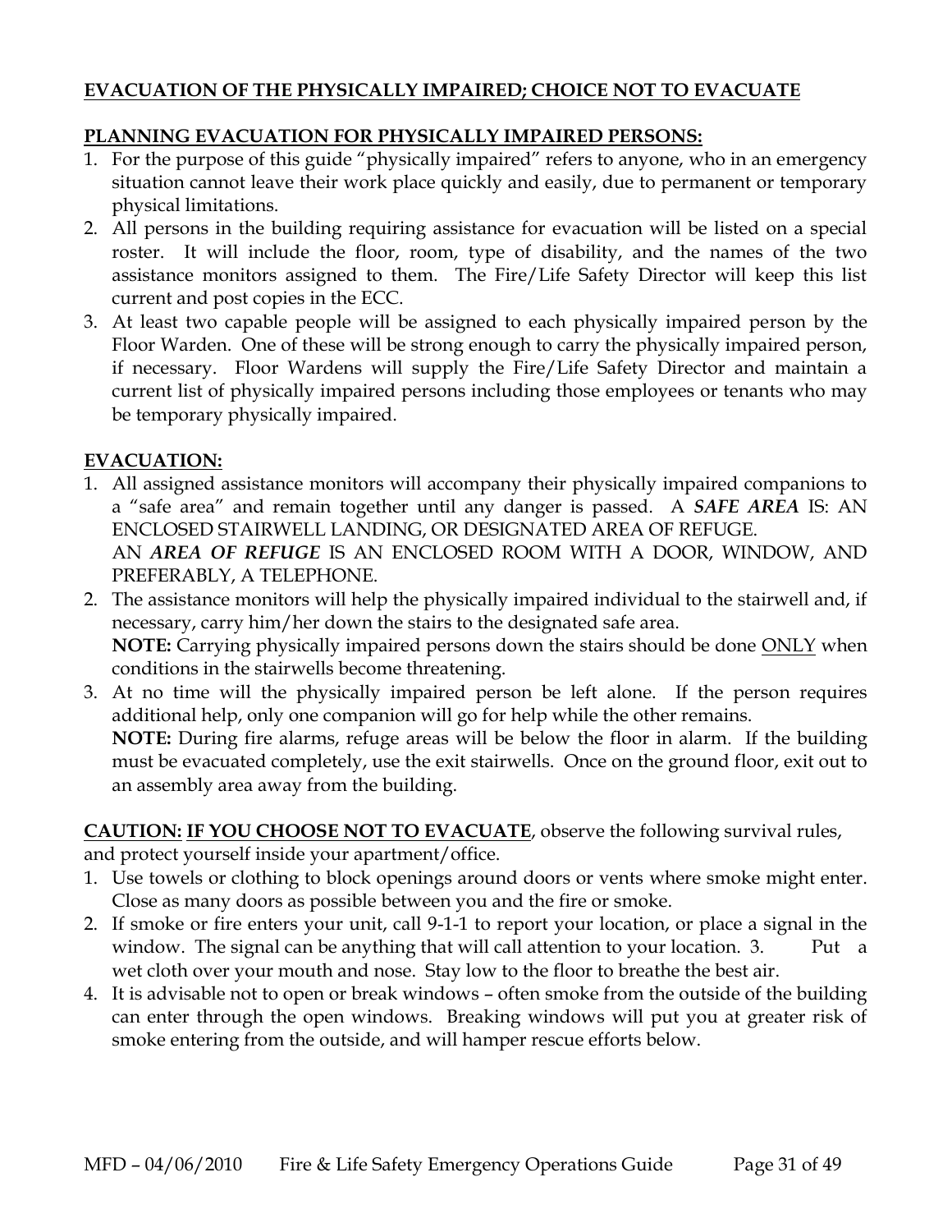## EVACUATION OF THE PHYSICALLY IMPAIRED; CHOICE NOT TO EVACUATE

### PLANNING EVACUATION FOR PHYSICALLY IMPAIRED PERSONS:

1. For the purpose of this guide "physically impaired" refers to anyone, who in an emergency situation cannot leave their work place quickly and easily, due to permanent or temporary physical limitations.
2. All persons in the building requiring assistance for evacuation will be listed on a special roster. It will include the floor, room, type of disability, and the names of the two assistance monitors assigned to them. The Fire/Life Safety Director will keep this list current and post copies in the ECC.
3. At least two capable people will be assigned to each physically impaired person by the Floor Warden. One of these will be strong enough to carry the physically impaired person, if necessary. Floor Wardens will supply the Fire/Life Safety Director and maintain a current list of physically impaired persons including those employees or tenants who may be temporary physically impaired.

### EVACUATION:

1. All assigned assistance monitors will accompany their physically impaired companions to a "safe area" and remain together until any danger is passed. A ***SAFE AREA*** IS: AN ENCLOSED STAIRWELL LANDING, OR DESIGNATED AREA OF REFUGE.
   AN ***AREA OF REFUGE*** IS AN ENCLOSED ROOM WITH A DOOR, WINDOW, AND PREFERABLY, A TELEPHONE.
2. The assistance monitors will help the physically impaired individual to the stairwell and, if necessary, carry him/her down the stairs to the designated safe area.
   **NOTE:** Carrying physically impaired persons down the stairs should be done <u>ONLY</u> when conditions in the stairwells become threatening.
3. At no time will the physically impaired person be left alone. If the person requires additional help, only one companion will go for help while the other remains.
   **NOTE:** During fire alarms, refuge areas will be below the floor in alarm. If the building must be evacuated completely, use the exit stairwells. Once on the ground floor, exit out to an assembly area away from the building.

**CAUTION:** **IF YOU CHOOSE NOT TO EVACUATE**, observe the following survival rules, and protect yourself inside your apartment/office.

1. Use towels or clothing to block openings around doors or vents where smoke might enter. Close as many doors as possible between you and the fire or smoke.
2. If smoke or fire enters your unit, call 9-1-1 to report your location, or place a signal in the window. The signal can be anything that will call attention to your location. 3. Put a wet cloth over your mouth and nose. Stay low to the floor to breathe the best air.
4. It is advisable not to open or break windows – often smoke from the outside of the building can enter through the open windows. Breaking windows will put you at greater risk of smoke entering from the outside, and will hamper rescue efforts below.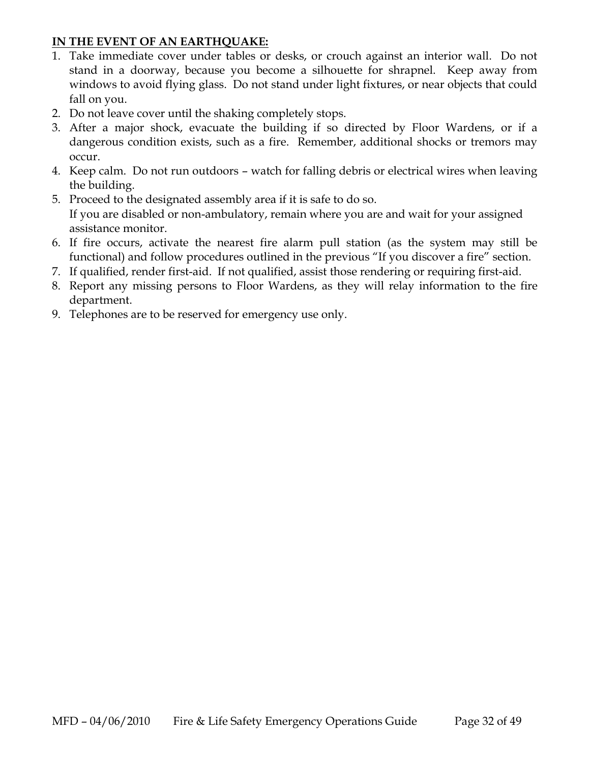**IN THE EVENT OF AN EARTHQUAKE:**

1. Take immediate cover under tables or desks, or crouch against an interior wall. Do not stand in a doorway, because you become a silhouette for shrapnel. Keep away from windows to avoid flying glass. Do not stand under light fixtures, or near objects that could fall on you.
2. Do not leave cover until the shaking completely stops.
3. After a major shock, evacuate the building if so directed by Floor Wardens, or if a dangerous condition exists, such as a fire. Remember, additional shocks or tremors may occur.
4. Keep calm. Do not run outdoors – watch for falling debris or electrical wires when leaving the building.
5. Proceed to the designated assembly area if it is safe to do so.
   If you are disabled or non-ambulatory, remain where you are and wait for your assigned assistance monitor.
6. If fire occurs, activate the nearest fire alarm pull station (as the system may still be functional) and follow procedures outlined in the previous "If you discover a fire" section.
7. If qualified, render first-aid. If not qualified, assist those rendering or requiring first-aid.
8. Report any missing persons to Floor Wardens, as they will relay information to the fire department.
9. Telephones are to be reserved for emergency use only.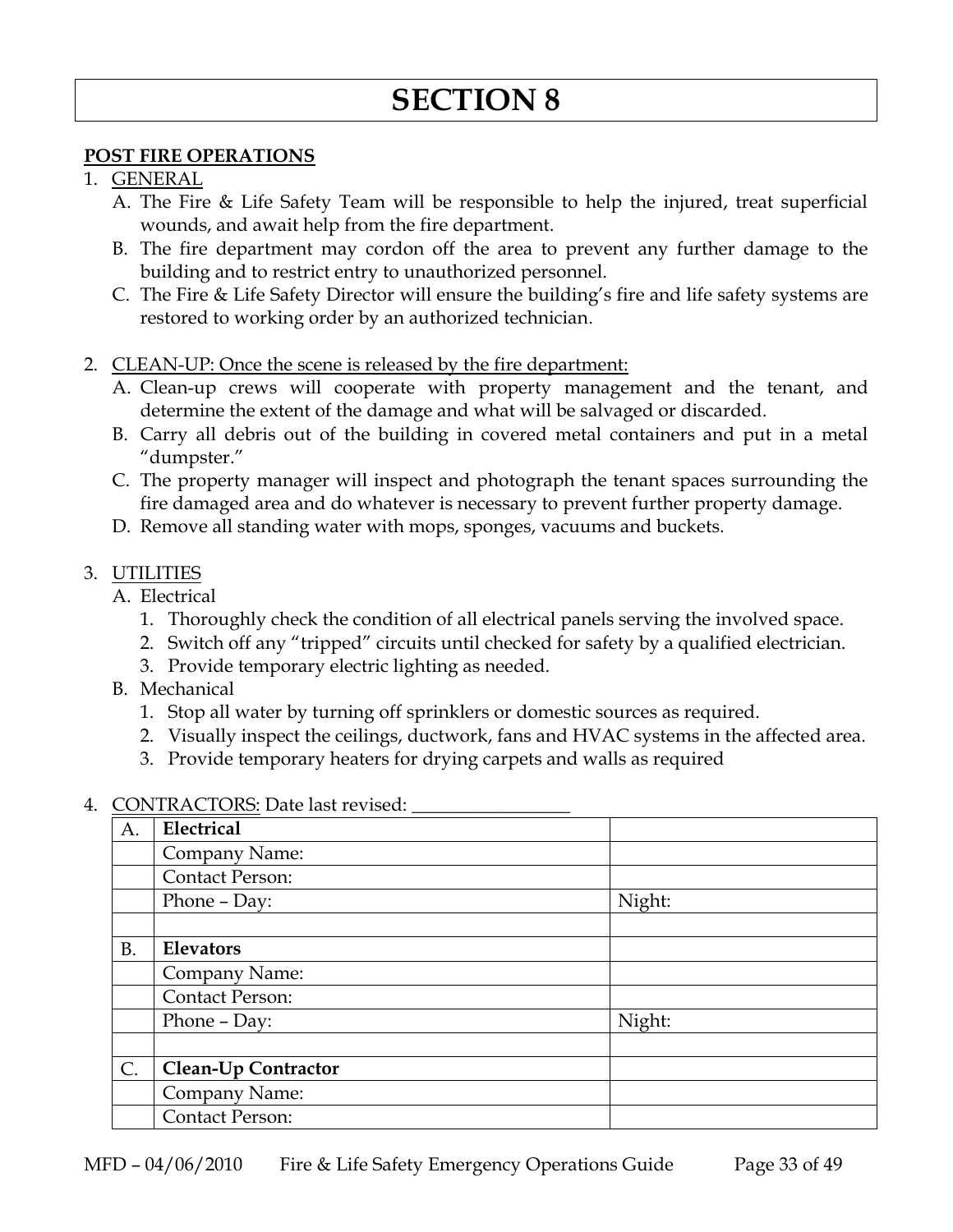# SECTION 8

**POST FIRE OPERATIONS**

1. GENERAL
   - A. The Fire & Life Safety Team will be responsible to help the injured, treat superficial wounds, and await help from the fire department.
   - B. The fire department may cordon off the area to prevent any further damage to the building and to restrict entry to unauthorized personnel.
   - C. The Fire & Life Safety Director will ensure the building's fire and life safety systems are restored to working order by an authorized technician.

2. CLEAN-UP: Once the scene is released by the fire department:
   - A. Clean-up crews will cooperate with property management and the tenant, and determine the extent of the damage and what will be salvaged or discarded.
   - B. Carry all debris out of the building in covered metal containers and put in a metal "dumpster."
   - C. The property manager will inspect and photograph the tenant spaces surrounding the fire damaged area and do whatever is necessary to prevent further property damage.
   - D. Remove all standing water with mops, sponges, vacuums and buckets.

3. UTILITIES
   - A. Electrical
     1. Thoroughly check the condition of all electrical panels serving the involved space.
     2. Switch off any "tripped" circuits until checked for safety by a qualified electrician.
     3. Provide temporary electric lighting as needed.
   - B. Mechanical
     1. Stop all water by turning off sprinklers or domestic sources as required.
     2. Visually inspect the ceilings, ductwork, fans and HVAC systems in the affected area.
     3. Provide temporary heaters for drying carpets and walls as required

4. CONTRACTORS: Date last revised: _________________

| | | |
|---|---|---|
| A. | **Electrical** | |
| | Company Name: | |
| | Contact Person: | |
| | Phone – Day: | Night: |
| | | |
| B. | **Elevators** | |
| | Company Name: | |
| | Contact Person: | |
| | Phone – Day: | Night: |
| | | |
| C. | **Clean-Up Contractor** | |
| | Company Name: | |
| | Contact Person: | |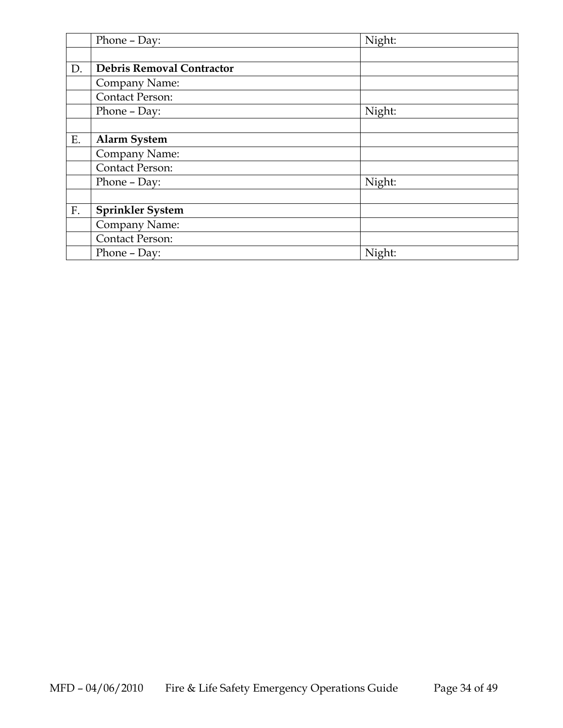| | | |
|---|---|---|
| | Phone – Day: | Night: |
| | | |
| D. | **Debris Removal Contractor** | |
| | Company Name: | |
| | Contact Person: | |
| | Phone – Day: | Night: |
| | | |
| E. | **Alarm System** | |
| | Company Name: | |
| | Contact Person: | |
| | Phone – Day: | Night: |
| | | |
| F. | **Sprinkler System** | |
| | Company Name: | |
| | Contact Person: | |
| | Phone – Day: | Night: |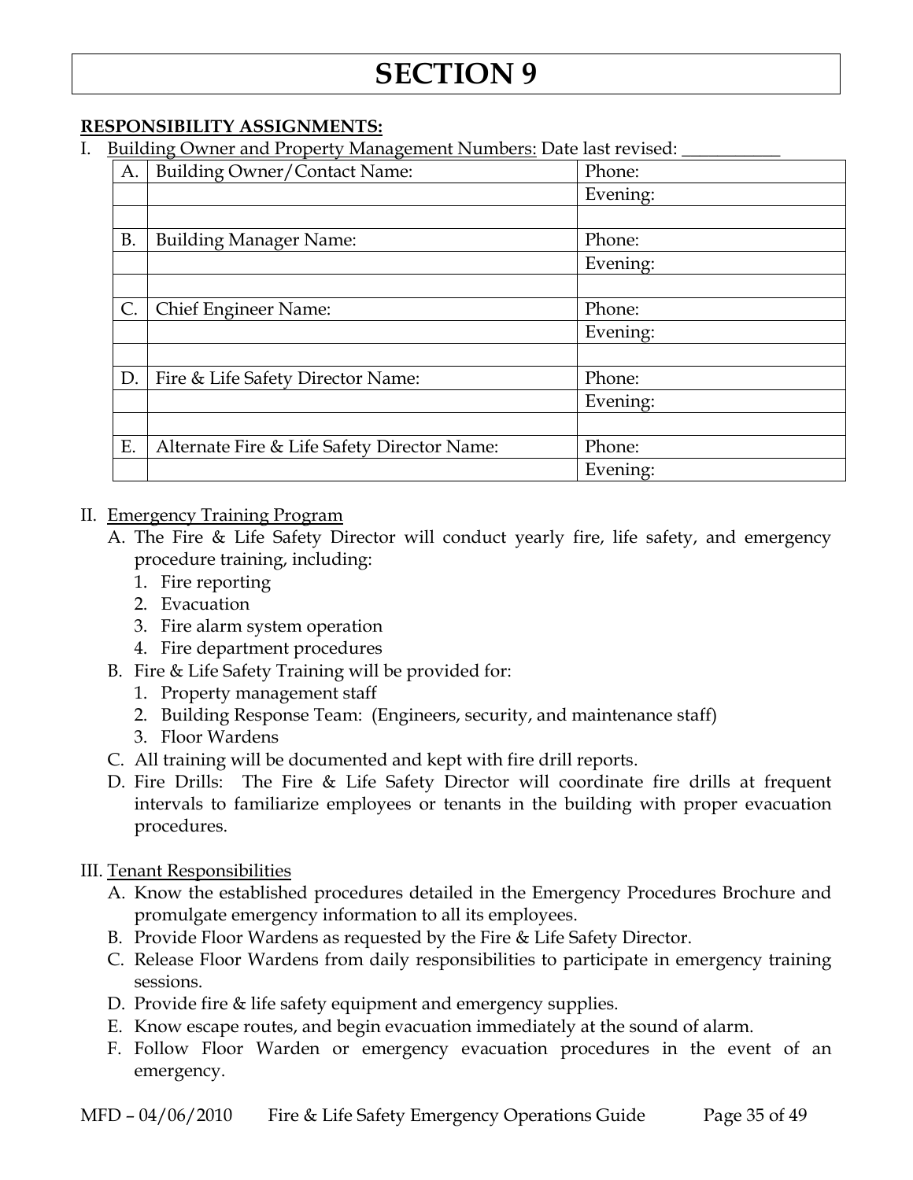# SECTION 9

**RESPONSIBILITY ASSIGNMENTS:**

I. Building Owner and Property Management Numbers: Date last revised: ___________

| | | |
|---|---|---|
| A. | Building Owner/Contact Name: | Phone: |
| | | Evening: |
| | | |
| B. | Building Manager Name: | Phone: |
| | | Evening: |
| | | |
| C. | Chief Engineer Name: | Phone: |
| | | Evening: |
| | | |
| D. | Fire & Life Safety Director Name: | Phone: |
| | | Evening: |
| | | |
| E. | Alternate Fire & Life Safety Director Name: | Phone: |
| | | Evening: |

II. Emergency Training Program

A. The Fire & Life Safety Director will conduct yearly fire, life safety, and emergency procedure training, including:
   1. Fire reporting
   2. Evacuation
   3. Fire alarm system operation
   4. Fire department procedures

B. Fire & Life Safety Training will be provided for:
   1. Property management staff
   2. Building Response Team: (Engineers, security, and maintenance staff)
   3. Floor Wardens

C. All training will be documented and kept with fire drill reports.

D. Fire Drills: The Fire & Life Safety Director will coordinate fire drills at frequent intervals to familiarize employees or tenants in the building with proper evacuation procedures.

III. Tenant Responsibilities

A. Know the established procedures detailed in the Emergency Procedures Brochure and promulgate emergency information to all its employees.

B. Provide Floor Wardens as requested by the Fire & Life Safety Director.

C. Release Floor Wardens from daily responsibilities to participate in emergency training sessions.

D. Provide fire & life safety equipment and emergency supplies.

E. Know escape routes, and begin evacuation immediately at the sound of alarm.

F. Follow Floor Warden or emergency evacuation procedures in the event of an emergency.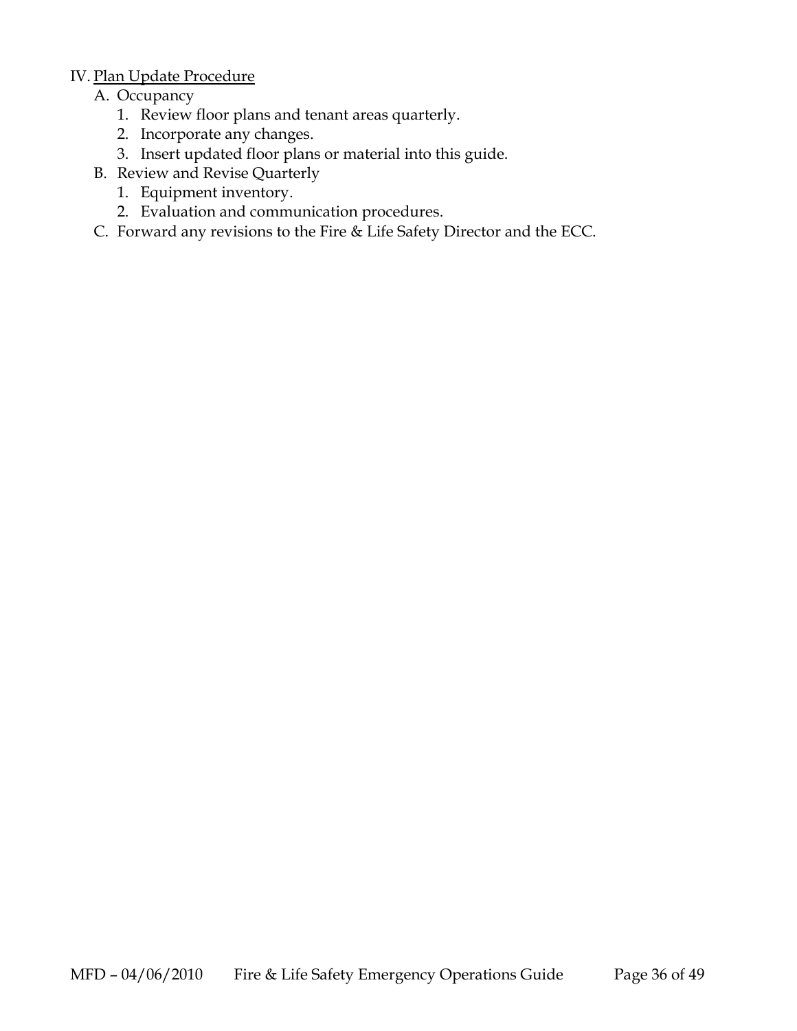IV. Plan Update Procedure

A. Occupancy
   1. Review floor plans and tenant areas quarterly.
   2. Incorporate any changes.
   3. Insert updated floor plans or material into this guide.

B. Review and Revise Quarterly
   1. Equipment inventory.
   2. Evaluation and communication procedures.

C. Forward any revisions to the Fire & Life Safety Director and the ECC.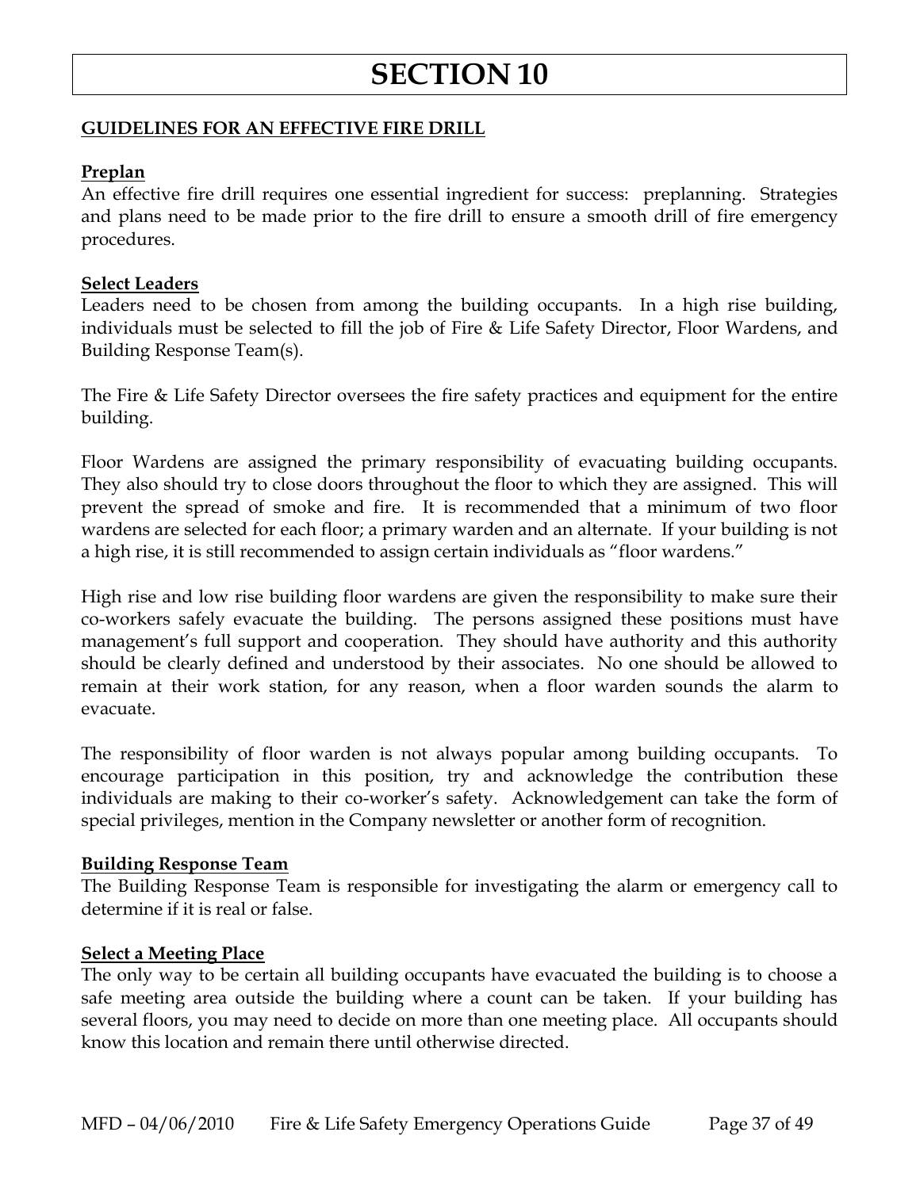# SECTION 10

## GUIDELINES FOR AN EFFECTIVE FIRE DRILL

### Preplan

An effective fire drill requires one essential ingredient for success: preplanning. Strategies and plans need to be made prior to the fire drill to ensure a smooth drill of fire emergency procedures.

### Select Leaders

Leaders need to be chosen from among the building occupants. In a high rise building, individuals must be selected to fill the job of Fire & Life Safety Director, Floor Wardens, and Building Response Team(s).

The Fire & Life Safety Director oversees the fire safety practices and equipment for the entire building.

Floor Wardens are assigned the primary responsibility of evacuating building occupants. They also should try to close doors throughout the floor to which they are assigned. This will prevent the spread of smoke and fire. It is recommended that a minimum of two floor wardens are selected for each floor; a primary warden and an alternate. If your building is not a high rise, it is still recommended to assign certain individuals as "floor wardens."

High rise and low rise building floor wardens are given the responsibility to make sure their co-workers safely evacuate the building. The persons assigned these positions must have management's full support and cooperation. They should have authority and this authority should be clearly defined and understood by their associates. No one should be allowed to remain at their work station, for any reason, when a floor warden sounds the alarm to evacuate.

The responsibility of floor warden is not always popular among building occupants. To encourage participation in this position, try and acknowledge the contribution these individuals are making to their co-worker's safety. Acknowledgement can take the form of special privileges, mention in the Company newsletter or another form of recognition.

### Building Response Team

The Building Response Team is responsible for investigating the alarm or emergency call to determine if it is real or false.

### Select a Meeting Place

The only way to be certain all building occupants have evacuated the building is to choose a safe meeting area outside the building where a count can be taken. If your building has several floors, you may need to decide on more than one meeting place. All occupants should know this location and remain there until otherwise directed.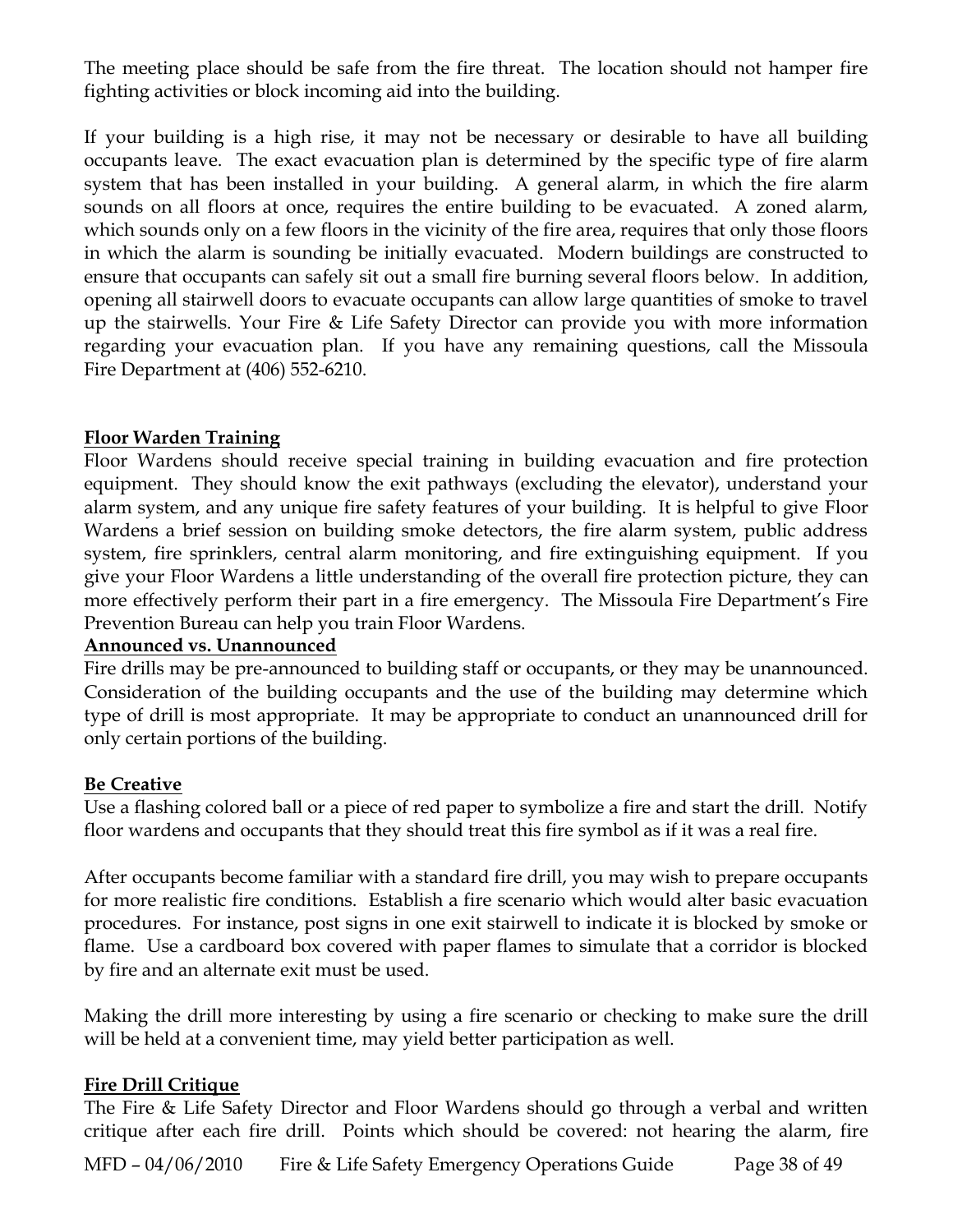The meeting place should be safe from the fire threat. The location should not hamper fire fighting activities or block incoming aid into the building.

If your building is a high rise, it may not be necessary or desirable to have all building occupants leave. The exact evacuation plan is determined by the specific type of fire alarm system that has been installed in your building. A general alarm, in which the fire alarm sounds on all floors at once, requires the entire building to be evacuated. A zoned alarm, which sounds only on a few floors in the vicinity of the fire area, requires that only those floors in which the alarm is sounding be initially evacuated. Modern buildings are constructed to ensure that occupants can safely sit out a small fire burning several floors below. In addition, opening all stairwell doors to evacuate occupants can allow large quantities of smoke to travel up the stairwells. Your Fire & Life Safety Director can provide you with more information regarding your evacuation plan. If you have any remaining questions, call the Missoula Fire Department at (406) 552-6210.

**Floor Warden Training**

Floor Wardens should receive special training in building evacuation and fire protection equipment. They should know the exit pathways (excluding the elevator), understand your alarm system, and any unique fire safety features of your building. It is helpful to give Floor Wardens a brief session on building smoke detectors, the fire alarm system, public address system, fire sprinklers, central alarm monitoring, and fire extinguishing equipment. If you give your Floor Wardens a little understanding of the overall fire protection picture, they can more effectively perform their part in a fire emergency. The Missoula Fire Department's Fire Prevention Bureau can help you train Floor Wardens.

**Announced vs. Unannounced**

Fire drills may be pre-announced to building staff or occupants, or they may be unannounced. Consideration of the building occupants and the use of the building may determine which type of drill is most appropriate. It may be appropriate to conduct an unannounced drill for only certain portions of the building.

**Be Creative**

Use a flashing colored ball or a piece of red paper to symbolize a fire and start the drill. Notify floor wardens and occupants that they should treat this fire symbol as if it was a real fire.

After occupants become familiar with a standard fire drill, you may wish to prepare occupants for more realistic fire conditions. Establish a fire scenario which would alter basic evacuation procedures. For instance, post signs in one exit stairwell to indicate it is blocked by smoke or flame. Use a cardboard box covered with paper flames to simulate that a corridor is blocked by fire and an alternate exit must be used.

Making the drill more interesting by using a fire scenario or checking to make sure the drill will be held at a convenient time, may yield better participation as well.

**Fire Drill Critique**

The Fire & Life Safety Director and Floor Wardens should go through a verbal and written critique after each fire drill. Points which should be covered: not hearing the alarm, fire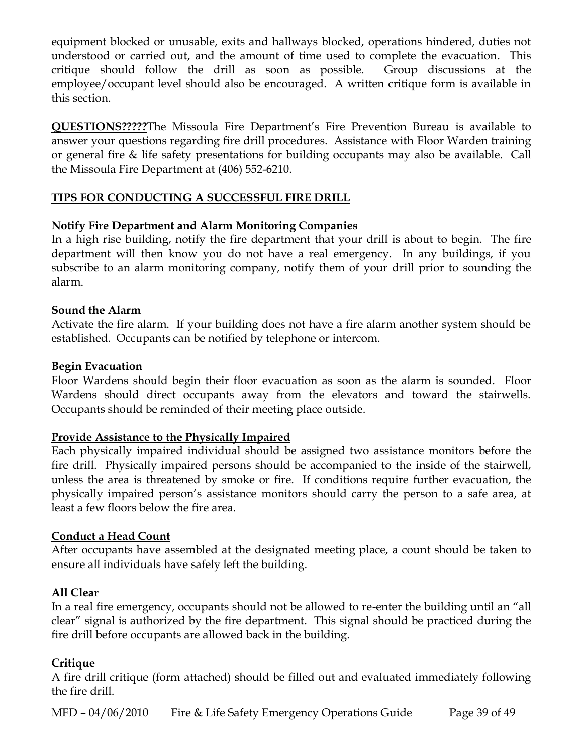equipment blocked or unusable, exits and hallways blocked, operations hindered, duties not understood or carried out, and the amount of time used to complete the evacuation. This critique should follow the drill as soon as possible. Group discussions at the employee/occupant level should also be encouraged. A written critique form is available in this section.

**QUESTIONS?????**The Missoula Fire Department's Fire Prevention Bureau is available to answer your questions regarding fire drill procedures. Assistance with Floor Warden training or general fire & life safety presentations for building occupants may also be available. Call the Missoula Fire Department at (406) 552-6210.

## TIPS FOR CONDUCTING A SUCCESSFUL FIRE DRILL

### Notify Fire Department and Alarm Monitoring Companies

In a high rise building, notify the fire department that your drill is about to begin. The fire department will then know you do not have a real emergency. In any buildings, if you subscribe to an alarm monitoring company, notify them of your drill prior to sounding the alarm.

### Sound the Alarm

Activate the fire alarm. If your building does not have a fire alarm another system should be established. Occupants can be notified by telephone or intercom.

### Begin Evacuation

Floor Wardens should begin their floor evacuation as soon as the alarm is sounded. Floor Wardens should direct occupants away from the elevators and toward the stairwells. Occupants should be reminded of their meeting place outside.

### Provide Assistance to the Physically Impaired

Each physically impaired individual should be assigned two assistance monitors before the fire drill. Physically impaired persons should be accompanied to the inside of the stairwell, unless the area is threatened by smoke or fire. If conditions require further evacuation, the physically impaired person's assistance monitors should carry the person to a safe area, at least a few floors below the fire area.

### Conduct a Head Count

After occupants have assembled at the designated meeting place, a count should be taken to ensure all individuals have safely left the building.

### All Clear

In a real fire emergency, occupants should not be allowed to re-enter the building until an "all clear" signal is authorized by the fire department. This signal should be practiced during the fire drill before occupants are allowed back in the building.

### Critique

A fire drill critique (form attached) should be filled out and evaluated immediately following the fire drill.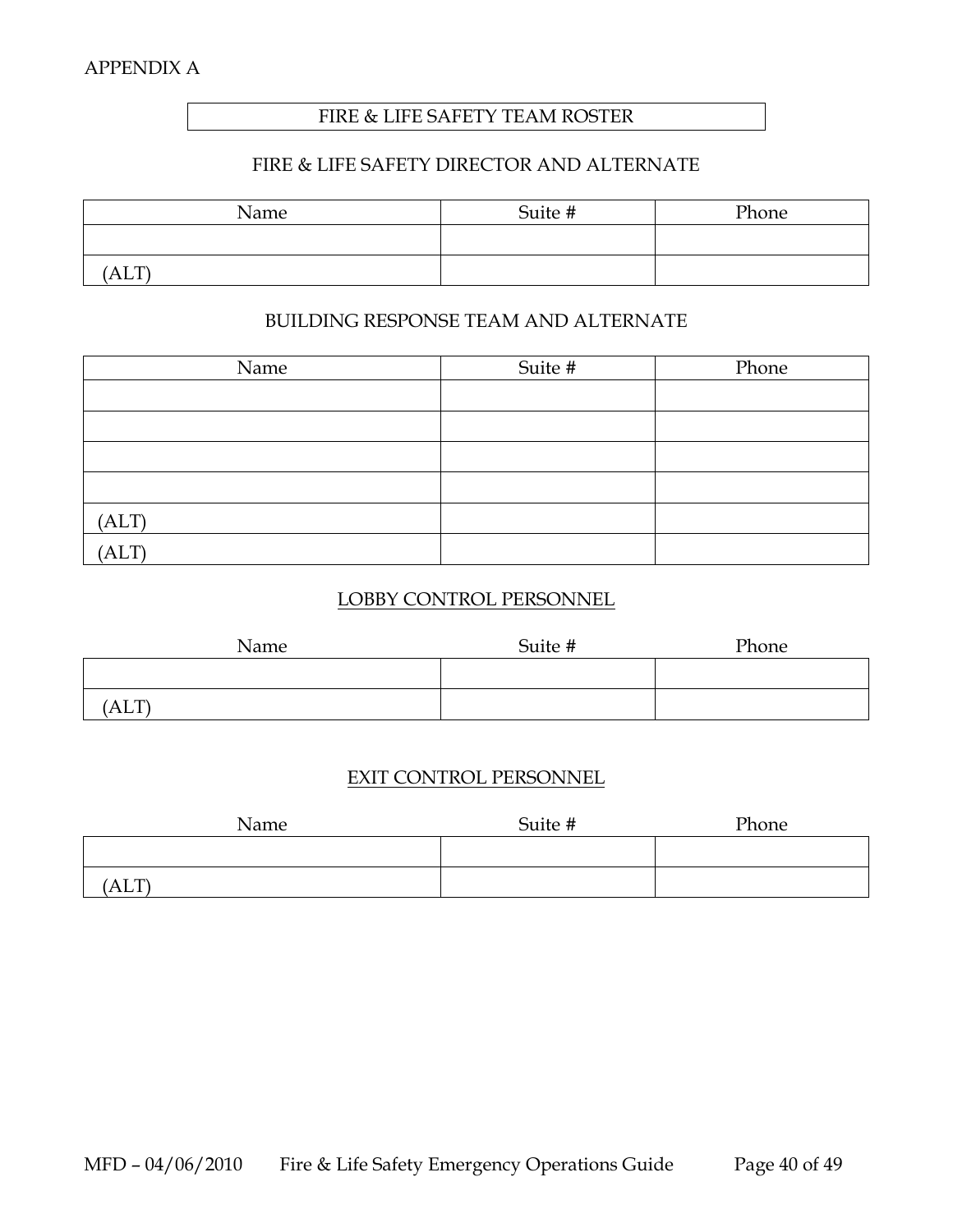APPENDIX A

# FIRE & LIFE SAFETY TEAM ROSTER

## FIRE & LIFE SAFETY DIRECTOR AND ALTERNATE

| Name | Suite # | Phone |
|---|---|---|
| | | |
| (ALT) | | |

## BUILDING RESPONSE TEAM AND ALTERNATE

| Name | Suite # | Phone |
|---|---|---|
| | | |
| | | |
| | | |
| | | |
| (ALT) | | |
| (ALT) | | |

## <u>LOBBY CONTROL PERSONNEL</u>

| Name | Suite # | Phone |
|---|---|---|
| | | |
| (ALT) | | |

## <u>EXIT CONTROL PERSONNEL</u>

| Name | Suite # | Phone |
|---|---|---|
| | | |
| (ALT) | | |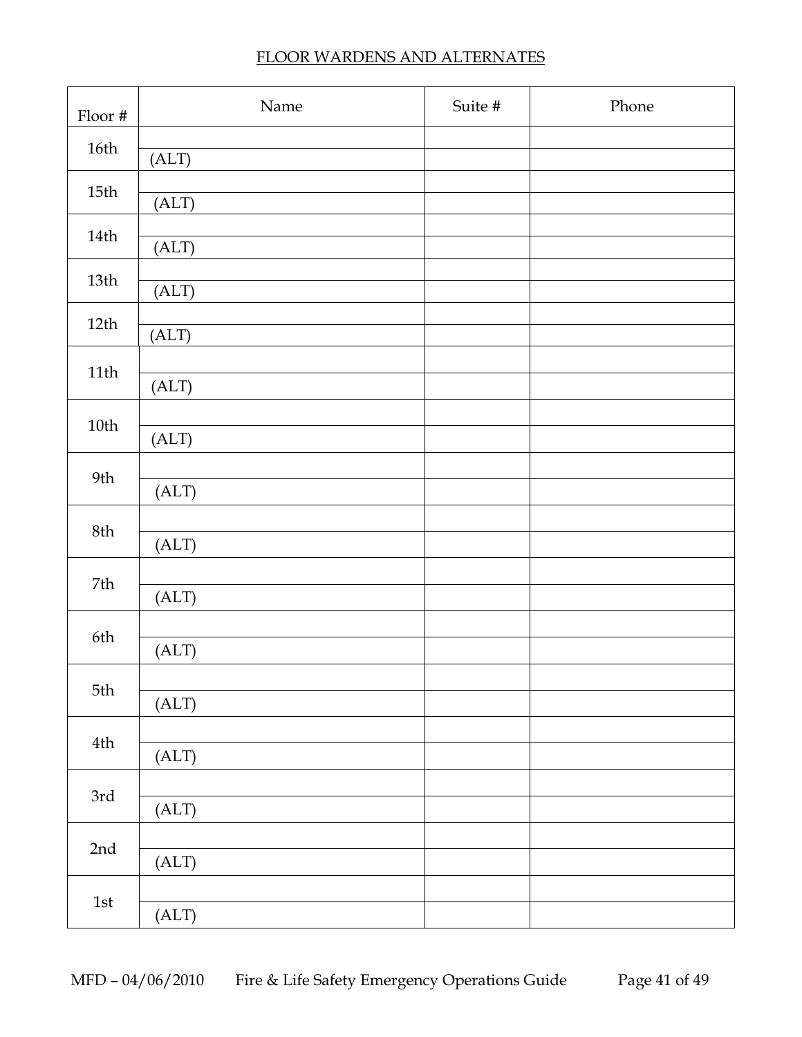FLOOR WARDENS AND ALTERNATES

| Floor # | Name | Suite # | Phone |
|---|---|---|---|
| 16th | | | |
| | (ALT) | | |
| 15th | | | |
| | (ALT) | | |
| 14th | | | |
| | (ALT) | | |
| 13th | | | |
| | (ALT) | | |
| 12th | | | |
| | (ALT) | | |
| 11th | | | |
| | (ALT) | | |
| 10th | | | |
| | (ALT) | | |
| 9th | | | |
| | (ALT) | | |
| 8th | | | |
| | (ALT) | | |
| 7th | | | |
| | (ALT) | | |
| 6th | | | |
| | (ALT) | | |
| 5th | | | |
| | (ALT) | | |
| 4th | | | |
| | (ALT) | | |
| 3rd | | | |
| | (ALT) | | |
| 2nd | | | |
| | (ALT) | | |
| 1st | | | |
| | (ALT) | | |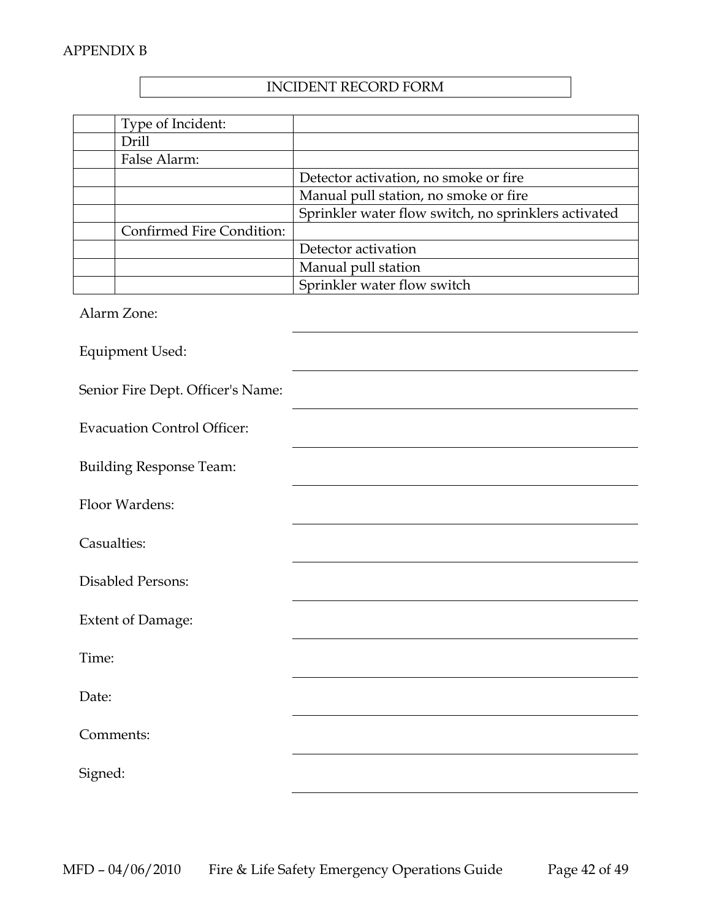APPENDIX B

## INCIDENT RECORD FORM

| | | |
|---|---|---|
| | Type of Incident: | |
| | Drill | |
| | False Alarm: | |
| | | Detector activation, no smoke or fire |
| | | Manual pull station, no smoke or fire |
| | | Sprinkler water flow switch, no sprinklers activated |
| | Confirmed Fire Condition: | |
| | | Detector activation |
| | | Manual pull station |
| | | Sprinkler water flow switch |

Alarm Zone: ______________________________

Equipment Used: ______________________________

Senior Fire Dept. Officer's Name: ______________________________

Evacuation Control Officer: ______________________________

Building Response Team: ______________________________

Floor Wardens: ______________________________

Casualties: ______________________________

Disabled Persons: ______________________________

Extent of Damage: ______________________________

Time: ______________________________

Date: ______________________________

Comments: ______________________________

Signed: ______________________________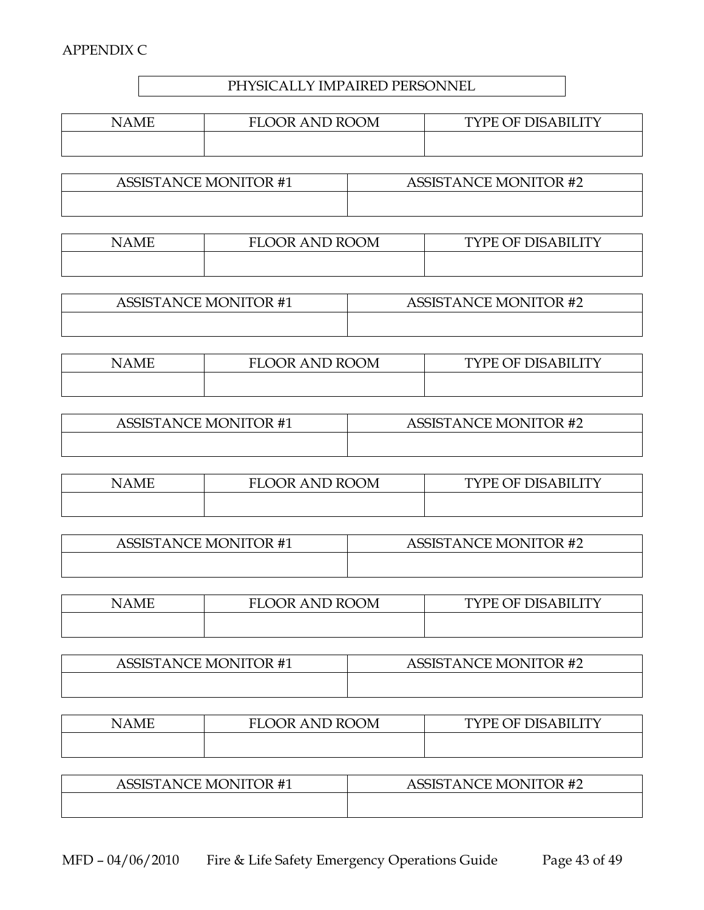APPENDIX C

## PHYSICALLY IMPAIRED PERSONNEL

| NAME | FLOOR AND ROOM | TYPE OF DISABILITY |
|---|---|---|
| | | |

| ASSISTANCE MONITOR #1 | ASSISTANCE MONITOR #2 |
|---|---|
| | |

| NAME | FLOOR AND ROOM | TYPE OF DISABILITY |
|---|---|---|
| | | |

| ASSISTANCE MONITOR #1 | ASSISTANCE MONITOR #2 |
|---|---|
| | |

| NAME | FLOOR AND ROOM | TYPE OF DISABILITY |
|---|---|---|
| | | |

| ASSISTANCE MONITOR #1 | ASSISTANCE MONITOR #2 |
|---|---|
| | |

| NAME | FLOOR AND ROOM | TYPE OF DISABILITY |
|---|---|---|
| | | |

| ASSISTANCE MONITOR #1 | ASSISTANCE MONITOR #2 |
|---|---|
| | |

| NAME | FLOOR AND ROOM | TYPE OF DISABILITY |
|---|---|---|
| | | |

| ASSISTANCE MONITOR #1 | ASSISTANCE MONITOR #2 |
|---|---|
| | |

| NAME | FLOOR AND ROOM | TYPE OF DISABILITY |
|---|---|---|
| | | |

| ASSISTANCE MONITOR #1 | ASSISTANCE MONITOR #2 |
|---|---|
| | |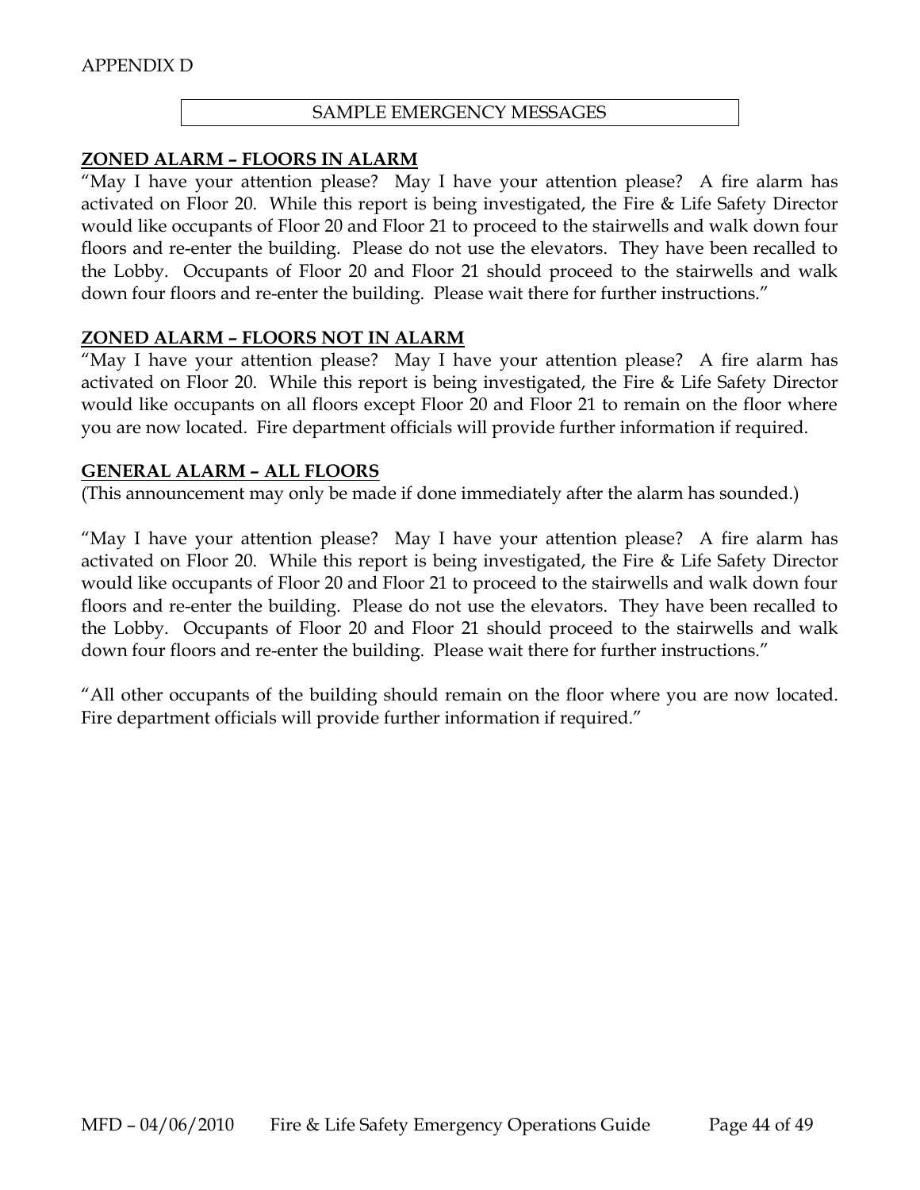APPENDIX D

## SAMPLE EMERGENCY MESSAGES

**ZONED ALARM – FLOORS IN ALARM**

"May I have your attention please? May I have your attention please? A fire alarm has activated on Floor 20. While this report is being investigated, the Fire & Life Safety Director would like occupants of Floor 20 and Floor 21 to proceed to the stairwells and walk down four floors and re-enter the building. Please do not use the elevators. They have been recalled to the Lobby. Occupants of Floor 20 and Floor 21 should proceed to the stairwells and walk down four floors and re-enter the building. Please wait there for further instructions."

**ZONED ALARM – FLOORS NOT IN ALARM**

"May I have your attention please? May I have your attention please? A fire alarm has activated on Floor 20. While this report is being investigated, the Fire & Life Safety Director would like occupants on all floors except Floor 20 and Floor 21 to remain on the floor where you are now located. Fire department officials will provide further information if required.

**GENERAL ALARM – ALL FLOORS**

(This announcement may only be made if done immediately after the alarm has sounded.)

"May I have your attention please? May I have your attention please? A fire alarm has activated on Floor 20. While this report is being investigated, the Fire & Life Safety Director would like occupants of Floor 20 and Floor 21 to proceed to the stairwells and walk down four floors and re-enter the building. Please do not use the elevators. They have been recalled to the Lobby. Occupants of Floor 20 and Floor 21 should proceed to the stairwells and walk down four floors and re-enter the building. Please wait there for further instructions."

"All other occupants of the building should remain on the floor where you are now located. Fire department officials will provide further information if required."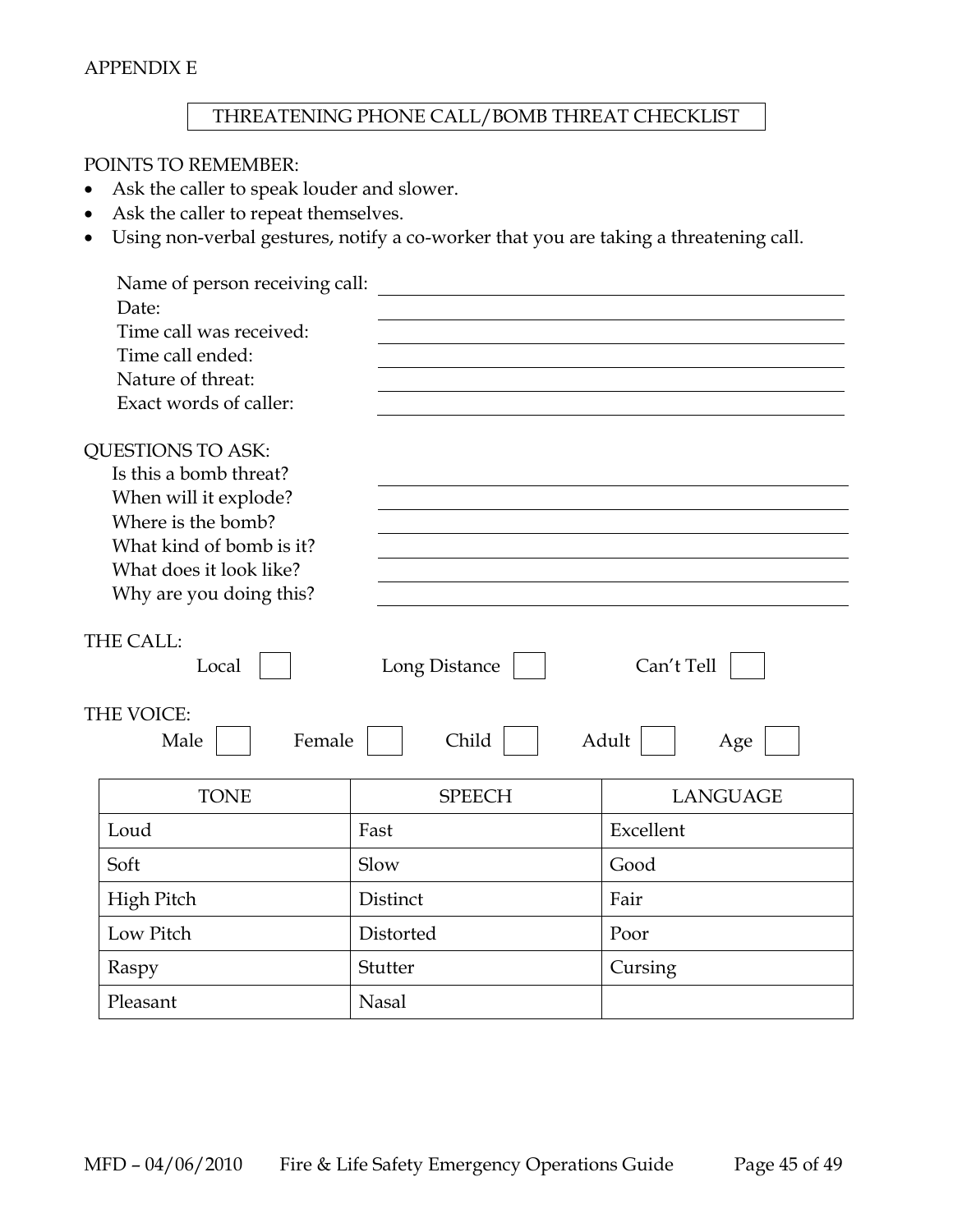APPENDIX E

## THREATENING PHONE CALL/BOMB THREAT CHECKLIST

POINTS TO REMEMBER:

- Ask the caller to speak louder and slower.
- Ask the caller to repeat themselves.
- Using non-verbal gestures, notify a co-worker that you are taking a threatening call.

Name of person receiving call: ______________________________

Date: ______________________________

Time call was received: ______________________________

Time call ended: ______________________________

Nature of threat: ______________________________

Exact words of caller: ______________________________

QUESTIONS TO ASK:

Is this a bomb threat? ______________________________

When will it explode? ______________________________

Where is the bomb? ______________________________

What kind of bomb is it? ______________________________

What does it look like? ______________________________

Why are you doing this? ______________________________

THE CALL:

Local ☐ Long Distance ☐ Can't Tell ☐

THE VOICE:

Male ☐ Female ☐ Child ☐ Adult ☐ Age ☐

| TONE | SPEECH | LANGUAGE |
|---|---|---|
| Loud | Fast | Excellent |
| Soft | Slow | Good |
| High Pitch | Distinct | Fair |
| Low Pitch | Distorted | Poor |
| Raspy | Stutter | Cursing |
| Pleasant | Nasal | |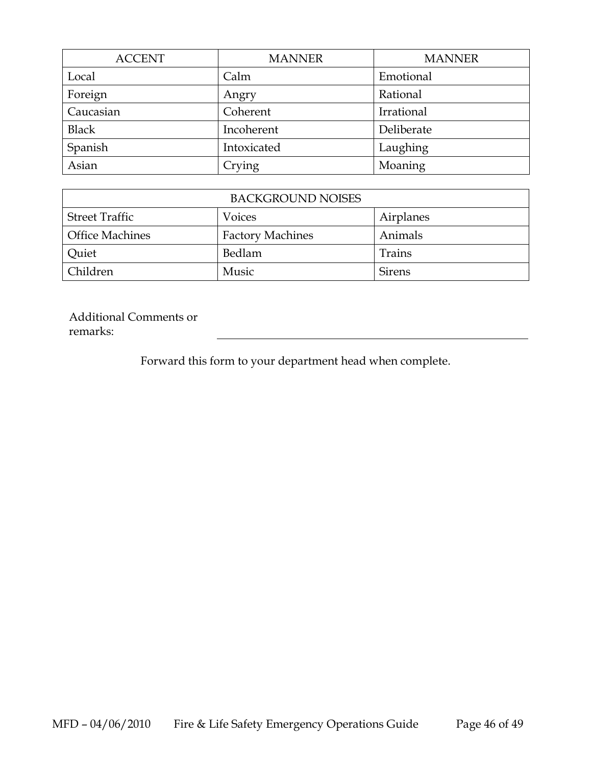| ACCENT | MANNER | MANNER |
|---|---|---|
| Local | Calm | Emotional |
| Foreign | Angry | Rational |
| Caucasian | Coherent | Irrational |
| Black | Incoherent | Deliberate |
| Spanish | Intoxicated | Laughing |
| Asian | Crying | Moaning |

| BACKGROUND NOISES | | |
|---|---|---|
| Street Traffic | Voices | Airplanes |
| Office Machines | Factory Machines | Animals |
| Quiet | Bedlam | Trains |
| Children | Music | Sirens |

Additional Comments or remarks: ________________________________

Forward this form to your department head when complete.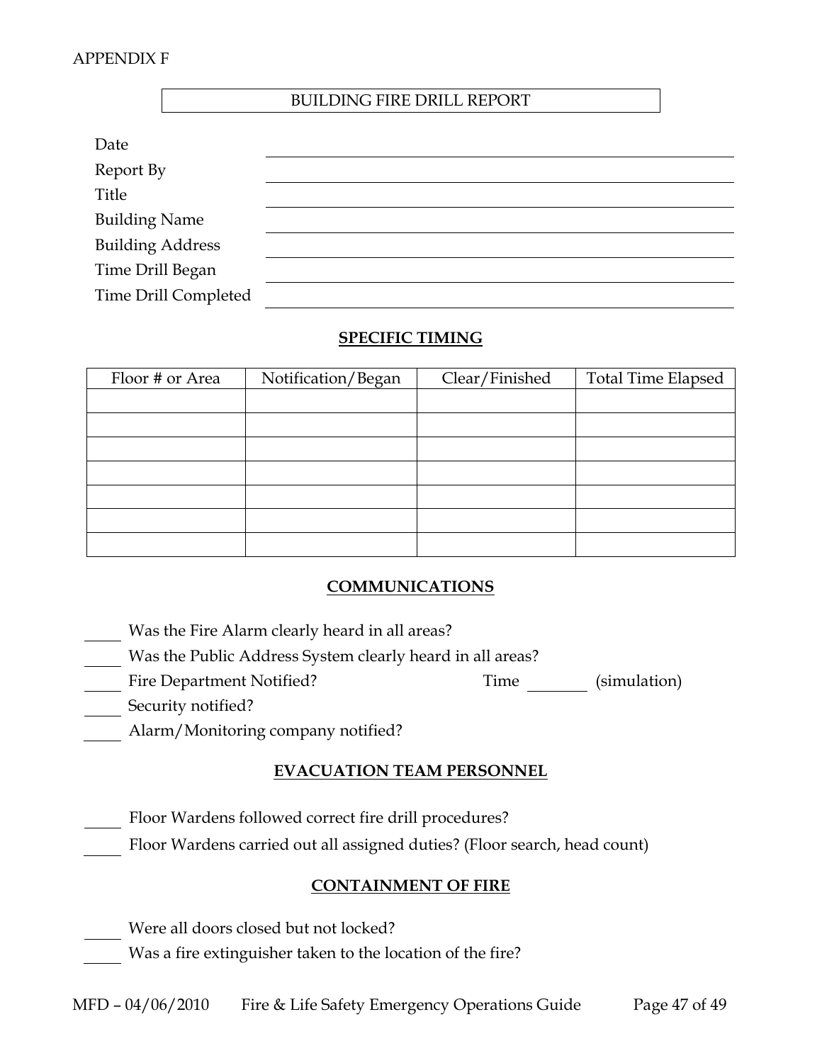APPENDIX F

# BUILDING FIRE DRILL REPORT

Date \_\_\_\_\_\_\_\_\_\_\_\_\_\_\_\_\_\_\_\_\_\_\_\_\_\_\_\_\_\_\_\_\_\_\_\_\_\_\_\_

Report By \_\_\_\_\_\_\_\_\_\_\_\_\_\_\_\_\_\_\_\_\_\_\_\_\_\_\_\_\_\_\_\_\_\_\_\_\_\_\_\_

Title \_\_\_\_\_\_\_\_\_\_\_\_\_\_\_\_\_\_\_\_\_\_\_\_\_\_\_\_\_\_\_\_\_\_\_\_\_\_\_\_

Building Name \_\_\_\_\_\_\_\_\_\_\_\_\_\_\_\_\_\_\_\_\_\_\_\_\_\_\_\_\_\_\_\_\_\_\_\_\_\_\_\_

Building Address \_\_\_\_\_\_\_\_\_\_\_\_\_\_\_\_\_\_\_\_\_\_\_\_\_\_\_\_\_\_\_\_\_\_\_\_\_\_\_\_

Time Drill Began \_\_\_\_\_\_\_\_\_\_\_\_\_\_\_\_\_\_\_\_\_\_\_\_\_\_\_\_\_\_\_\_\_\_\_\_\_\_\_\_

Time Drill Completed \_\_\_\_\_\_\_\_\_\_\_\_\_\_\_\_\_\_\_\_\_\_\_\_\_\_\_\_\_\_\_\_\_\_\_\_\_\_\_\_

## SPECIFIC TIMING

| Floor # or Area | Notification/Began | Clear/Finished | Total Time Elapsed |
|---|---|---|---|
| | | | |
| | | | |
| | | | |
| | | | |
| | | | |
| | | | |
| | | | |

## COMMUNICATIONS

\_\_\_\_\_ Was the Fire Alarm clearly heard in all areas?

\_\_\_\_\_ Was the Public Address System clearly heard in all areas?

\_\_\_\_\_ Fire Department Notified? Time \_\_\_\_\_\_\_\_ (simulation)

\_\_\_\_\_ Security notified?

\_\_\_\_\_ Alarm/Monitoring company notified?

## EVACUATION TEAM PERSONNEL

\_\_\_\_\_ Floor Wardens followed correct fire drill procedures?

\_\_\_\_\_ Floor Wardens carried out all assigned duties? (Floor search, head count)

## CONTAINMENT OF FIRE

\_\_\_\_\_ Were all doors closed but not locked?

\_\_\_\_\_ Was a fire extinguisher taken to the location of the fire?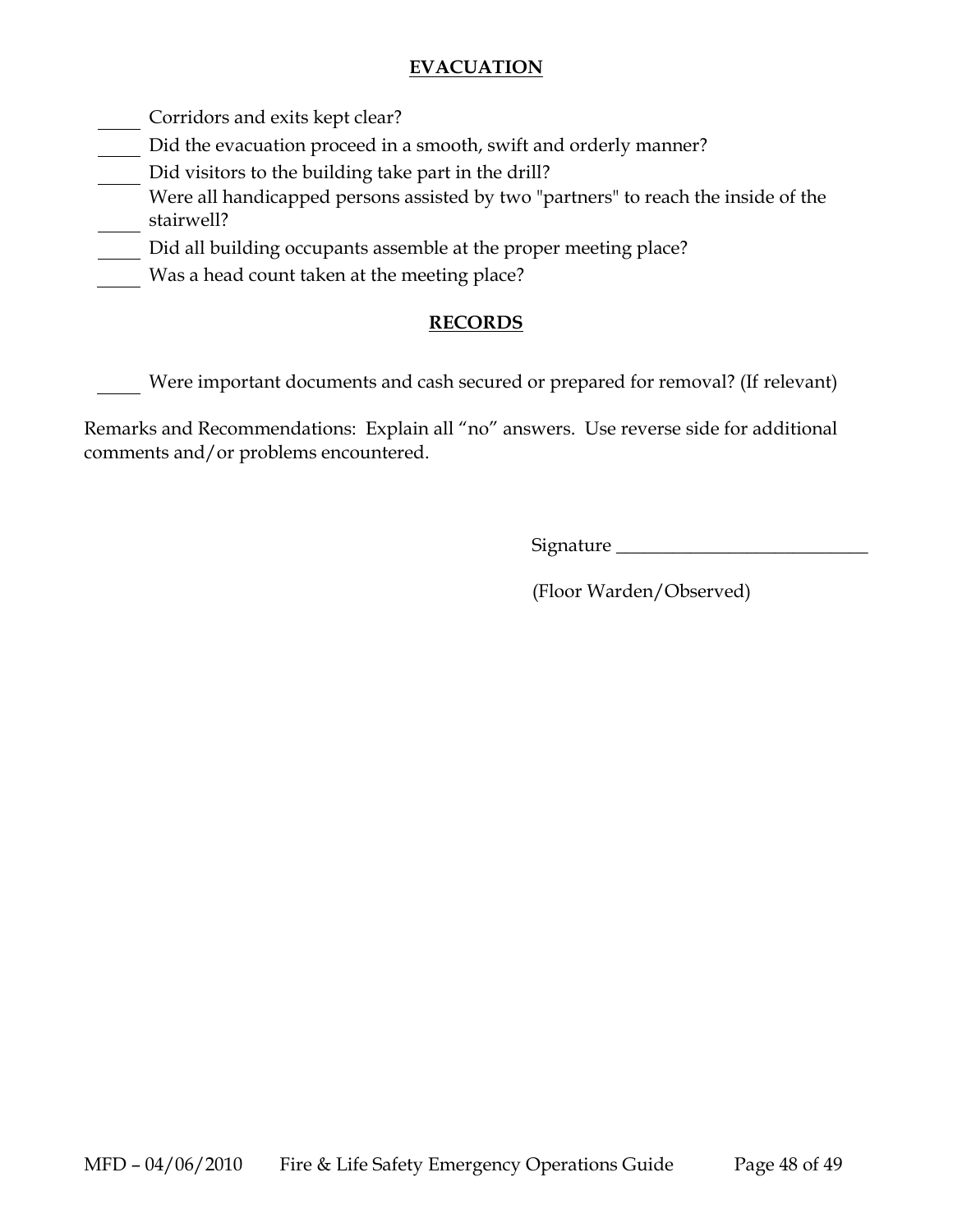## EVACUATION

_____ Corridors and exits kept clear?

_____ Did the evacuation proceed in a smooth, swift and orderly manner?

_____ Did visitors to the building take part in the drill?

_____ Were all handicapped persons assisted by two "partners" to reach the inside of the stairwell?

_____ Did all building occupants assemble at the proper meeting place?

_____ Was a head count taken at the meeting place?

## RECORDS

_____ Were important documents and cash secured or prepared for removal? (If relevant)

Remarks and Recommendations: Explain all "no" answers. Use reverse side for additional comments and/or problems encountered.

Signature ___________________________

(Floor Warden/Observed)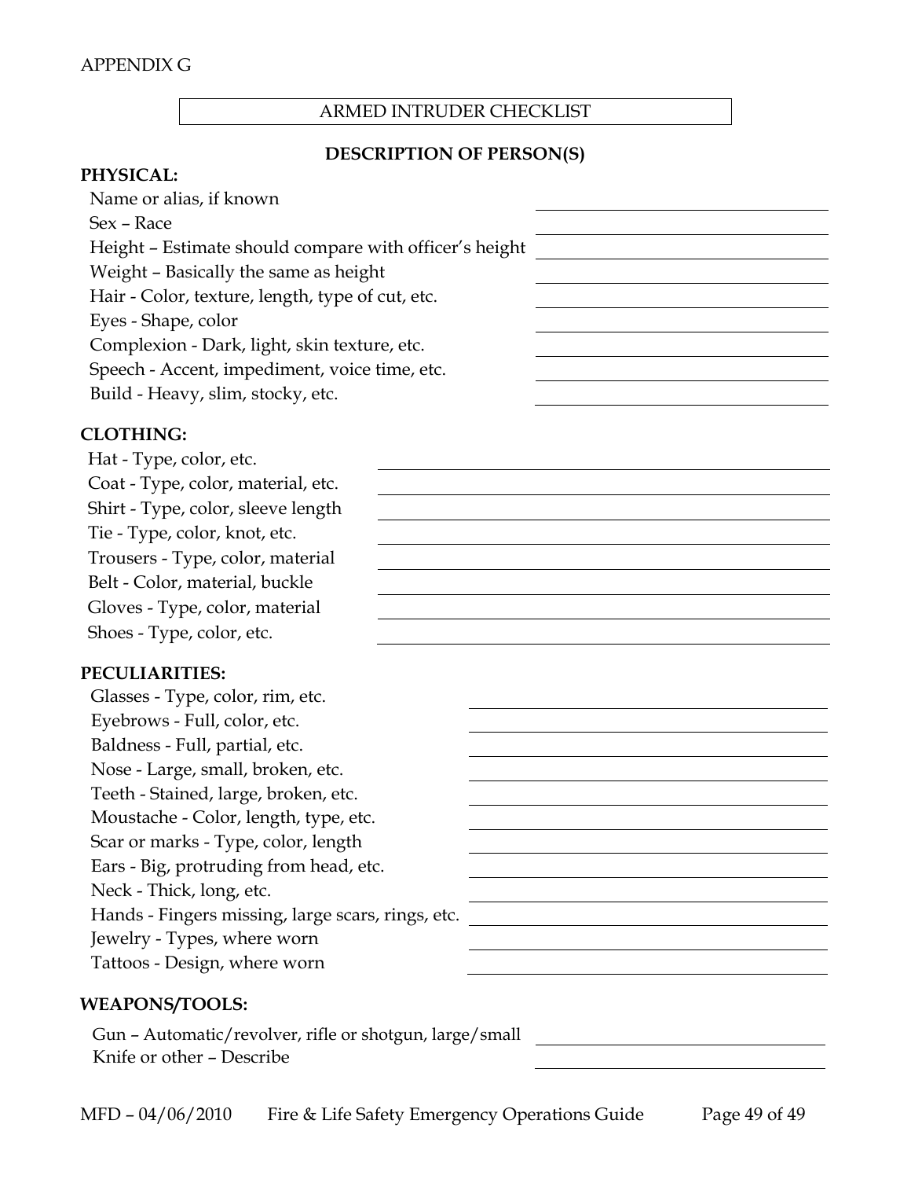APPENDIX G

## ARMED INTRUDER CHECKLIST

### DESCRIPTION OF PERSON(S)

**PHYSICAL:**

| | |
|---|---|
| Name or alias, if known | |
| Sex – Race | |
| Height – Estimate should compare with officer's height | |
| Weight – Basically the same as height | |
| Hair - Color, texture, length, type of cut, etc. | |
| Eyes - Shape, color | |
| Complexion - Dark, light, skin texture, etc. | |
| Speech - Accent, impediment, voice time, etc. | |
| Build - Heavy, slim, stocky, etc. | |

**CLOTHING:**

| | |
|---|---|
| Hat - Type, color, etc. | |
| Coat - Type, color, material, etc. | |
| Shirt - Type, color, sleeve length | |
| Tie - Type, color, knot, etc. | |
| Trousers - Type, color, material | |
| Belt - Color, material, buckle | |
| Gloves - Type, color, material | |
| Shoes - Type, color, etc. | |

**PECULIARITIES:**

| | |
|---|---|
| Glasses - Type, color, rim, etc. | |
| Eyebrows - Full, color, etc. | |
| Baldness - Full, partial, etc. | |
| Nose - Large, small, broken, etc. | |
| Teeth - Stained, large, broken, etc. | |
| Moustache - Color, length, type, etc. | |
| Scar or marks - Type, color, length | |
| Ears - Big, protruding from head, etc. | |
| Neck - Thick, long, etc. | |
| Hands - Fingers missing, large scars, rings, etc. | |
| Jewelry - Types, where worn | |
| Tattoos - Design, where worn | |

**WEAPONS/TOOLS:**

| | |
|---|---|
| Gun – Automatic/revolver, rifle or shotgun, large/small | |
| Knife or other – Describe | |